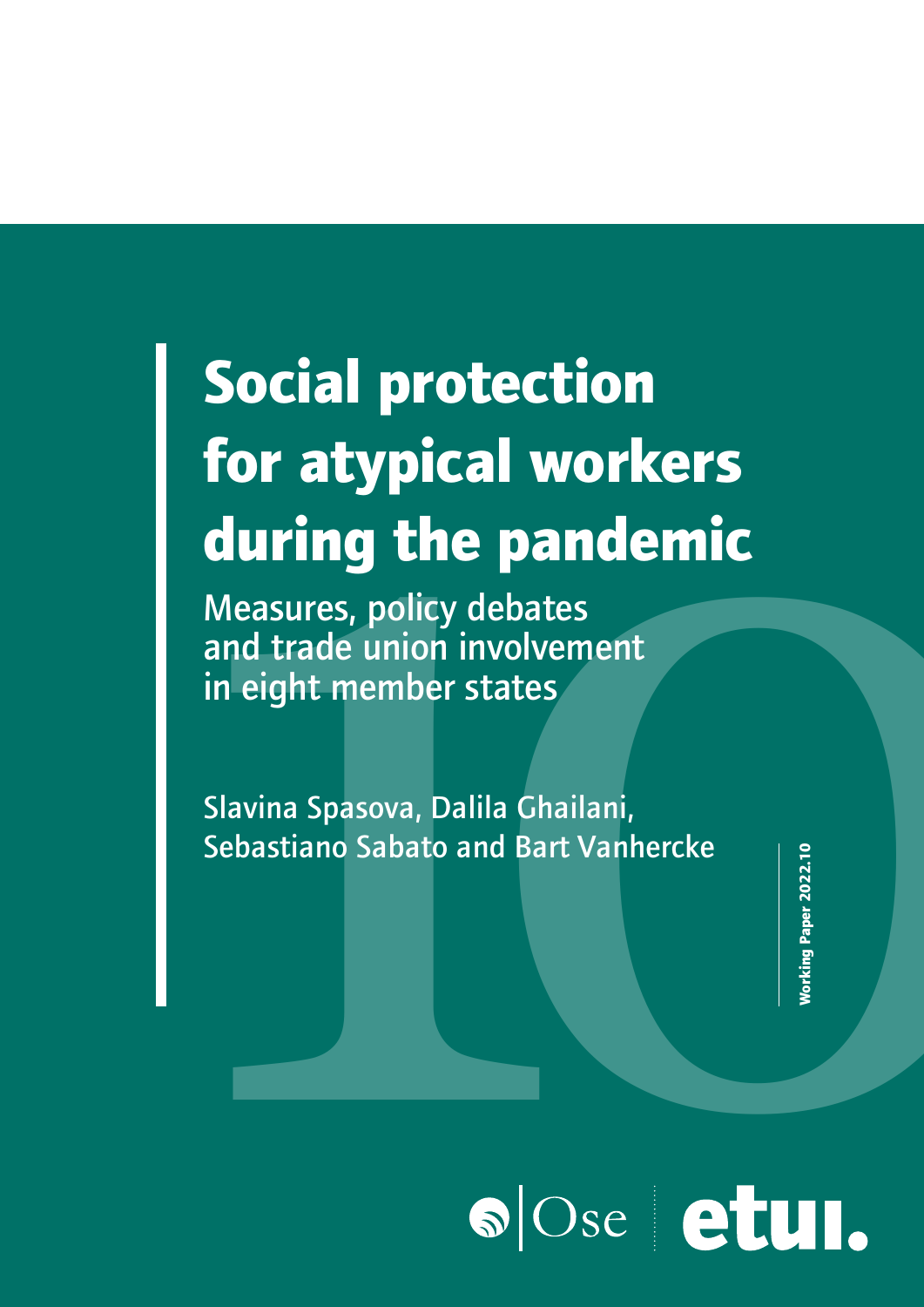# Social protection for atypical workers during the pandemic

## Measures, policy debates and trade union involvement in eight member states

Slavina Spasova, Dalila Ghailani, Sebastiano Sabato and Bart Vanhercke

Working Paper 2022.10

Ose etui.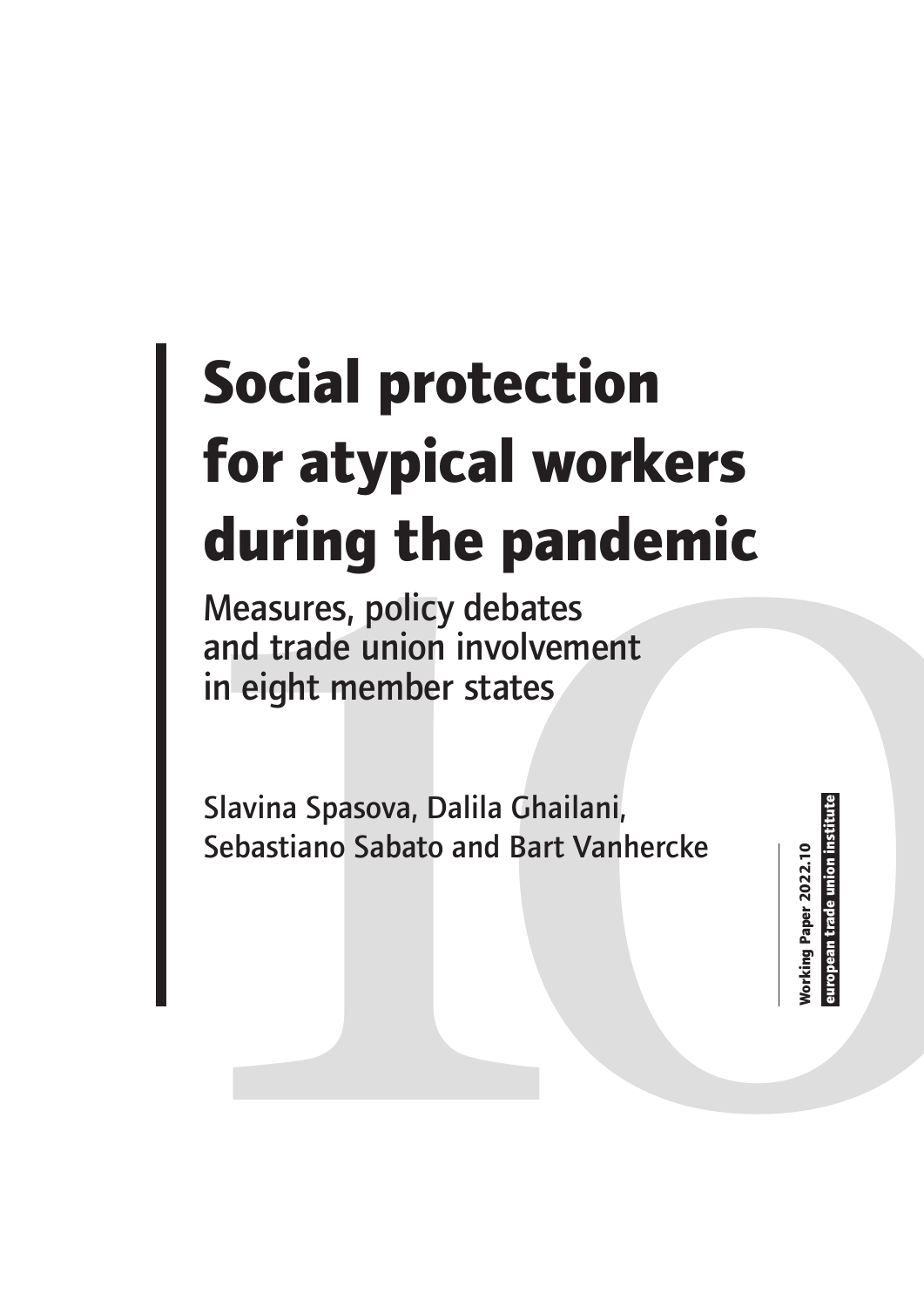# Social protection for atypical workers during the pandemic

## Measures, policy debates and trade union involvement in eight member states

Slavina Spasova, Dalila Ghailani, Sebastiano Sabato and Bart Vanhercke

Working Paper 2022.10
european trade union institute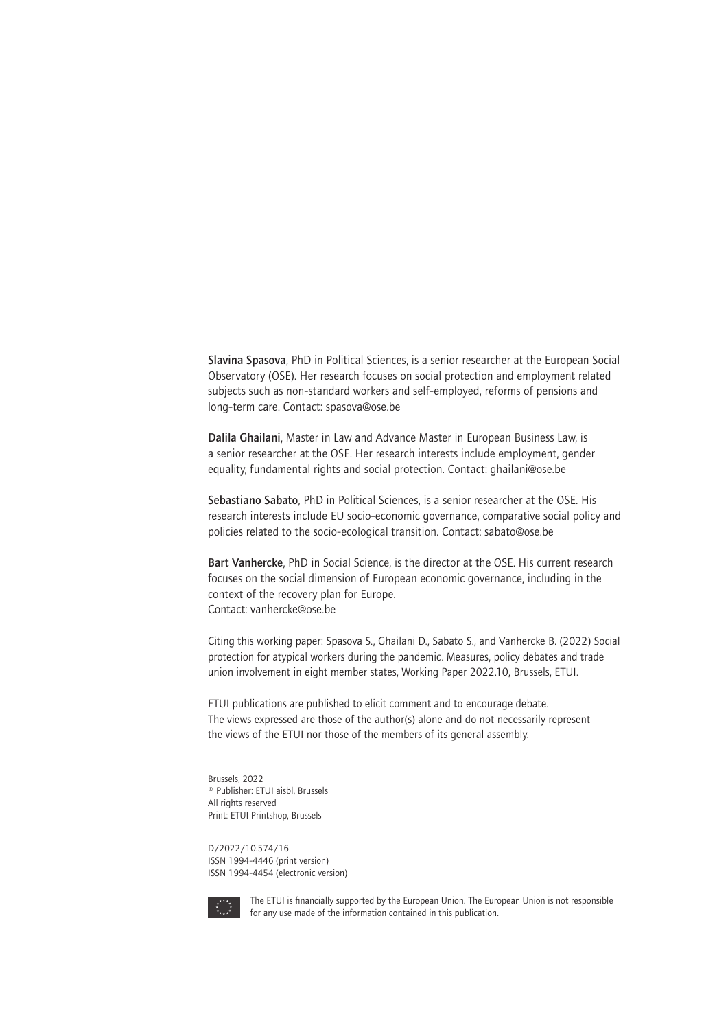**Slavina Spasova**, PhD in Political Sciences, is a senior researcher at the European Social Observatory (OSE). Her research focuses on social protection and employment related subjects such as non-standard workers and self-employed, reforms of pensions and long-term care. Contact: spasova@ose.be

**Dalila Ghailani**, Master in Law and Advance Master in European Business Law, is a senior researcher at the OSE. Her research interests include employment, gender equality, fundamental rights and social protection. Contact: ghailani@ose.be

**Sebastiano Sabato**, PhD in Political Sciences, is a senior researcher at the OSE. His research interests include EU socio-economic governance, comparative social policy and policies related to the socio-ecological transition. Contact: sabato@ose.be

**Bart Vanhercke**, PhD in Social Science, is the director at the OSE. His current research focuses on the social dimension of European economic governance, including in the context of the recovery plan for Europe.
Contact: vanhercke@ose.be

Citing this working paper: Spasova S., Ghailani D., Sabato S., and Vanhercke B. (2022) Social protection for atypical workers during the pandemic. Measures, policy debates and trade union involvement in eight member states, Working Paper 2022.10, Brussels, ETUI.

ETUI publications are published to elicit comment and to encourage debate.
The views expressed are those of the author(s) alone and do not necessarily represent the views of the ETUI nor those of the members of its general assembly.

Brussels, 2022
© Publisher: ETUI aisbl, Brussels
All rights reserved
Print: ETUI Printshop, Brussels

D/2022/10.574/16
ISSN 1994-4446 (print version)
ISSN 1994-4454 (electronic version)

The ETUI is financially supported by the European Union. The European Union is not responsible for any use made of the information contained in this publication.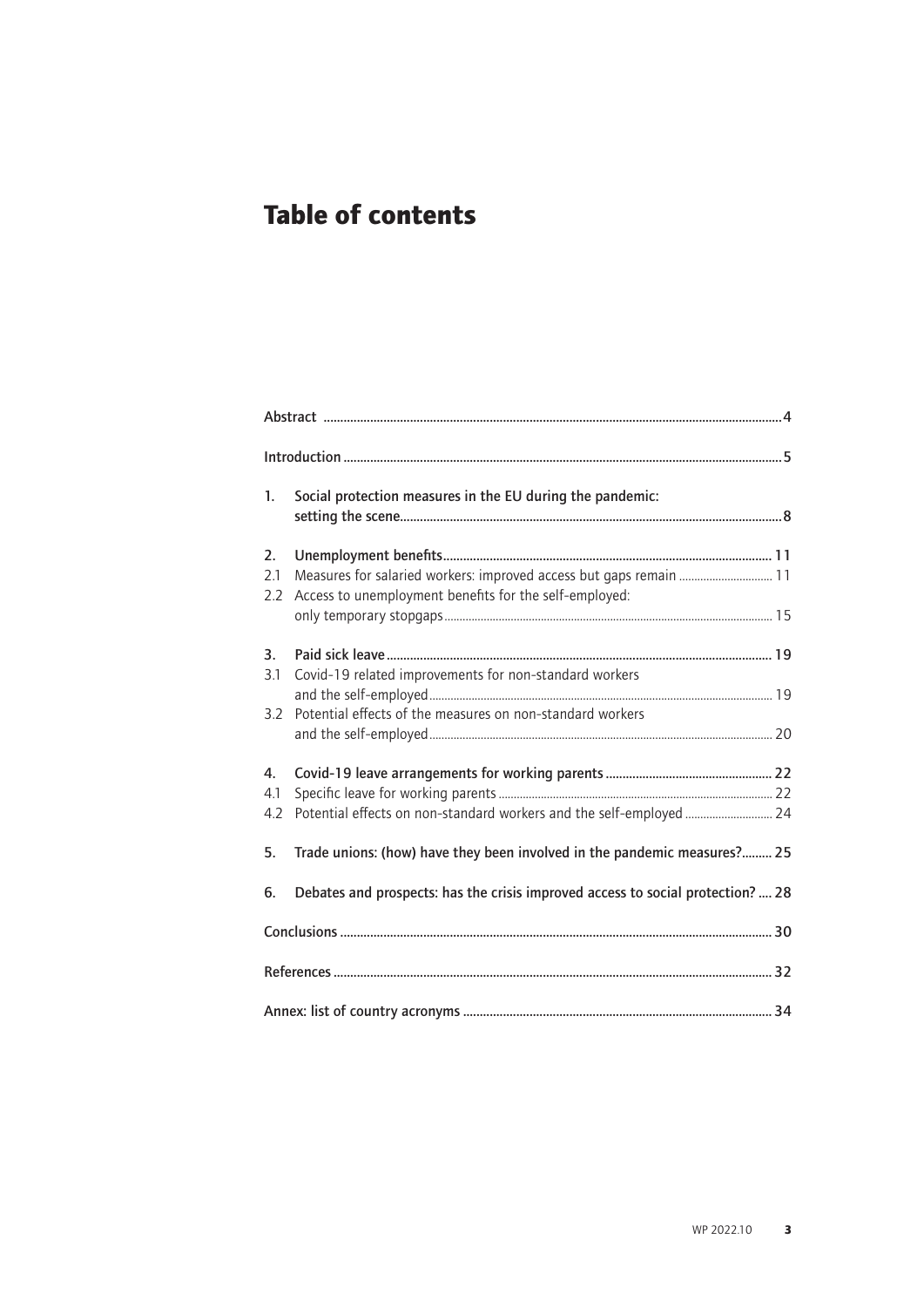# Table of contents

Abstract .......................................................................................................................... 4

Introduction ..................................................................................................................... 5

1. Social protection measures in the EU during the pandemic: setting the scene ..................................................................................................... 8

2. Unemployment benefits ......................................................................................... 11
   - 2.1 Measures for salaried workers: improved access but gaps remain ............................... 11
   - 2.2 Access to unemployment benefits for the self-employed: only temporary stopgaps ......................................................................................................... 15

3. Paid sick leave ......................................................................................................... 19
   - 3.1 Covid-19 related improvements for non-standard workers and the self-employed ......................................................................................................... 19
   - 3.2 Potential effects of the measures on non-standard workers and the self-employed ......................................................................................................... 20

4. Covid-19 leave arrangements for working parents ................................................. 22
   - 4.1 Specific leave for working parents ........................................................................... 22
   - 4.2 Potential effects on non-standard workers and the self-employed ............................ 24

5. Trade unions: (how) have they been involved in the pandemic measures? ......... 25

6. Debates and prospects: has the crisis improved access to social protection? .... 28

Conclusions .................................................................................................................... 30

References ...................................................................................................................... 32

Annex: list of country acronyms .................................................................................. 34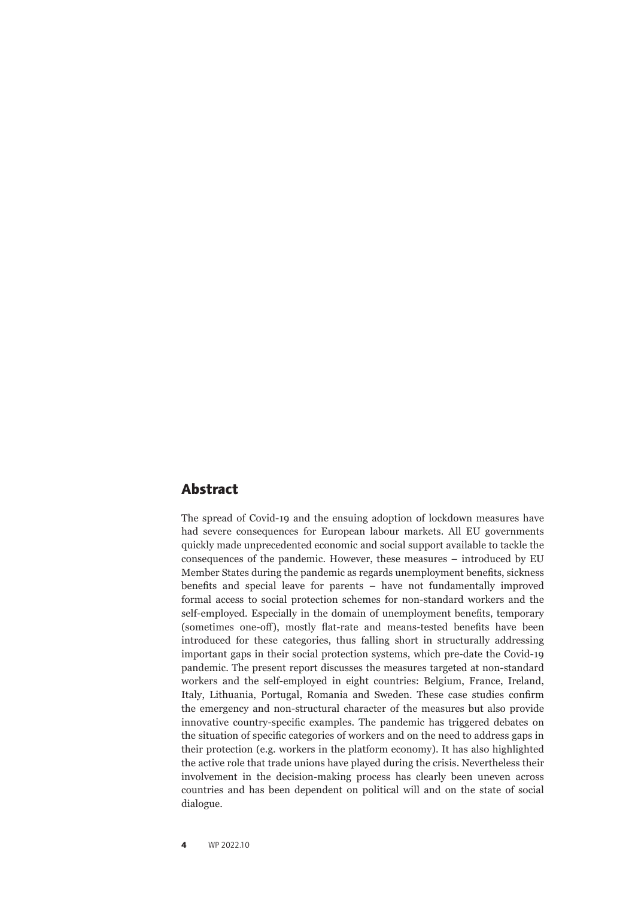## Abstract

The spread of Covid-19 and the ensuing adoption of lockdown measures have had severe consequences for European labour markets. All EU governments quickly made unprecedented economic and social support available to tackle the consequences of the pandemic. However, these measures – introduced by EU Member States during the pandemic as regards unemployment benefits, sickness benefits and special leave for parents – have not fundamentally improved formal access to social protection schemes for non-standard workers and the self-employed. Especially in the domain of unemployment benefits, temporary (sometimes one-off), mostly flat-rate and means-tested benefits have been introduced for these categories, thus falling short in structurally addressing important gaps in their social protection systems, which pre-date the Covid-19 pandemic. The present report discusses the measures targeted at non-standard workers and the self-employed in eight countries: Belgium, France, Ireland, Italy, Lithuania, Portugal, Romania and Sweden. These case studies confirm the emergency and non-structural character of the measures but also provide innovative country-specific examples. The pandemic has triggered debates on the situation of specific categories of workers and on the need to address gaps in their protection (e.g. workers in the platform economy). It has also highlighted the active role that trade unions have played during the crisis. Nevertheless their involvement in the decision-making process has clearly been uneven across countries and has been dependent on political will and on the state of social dialogue.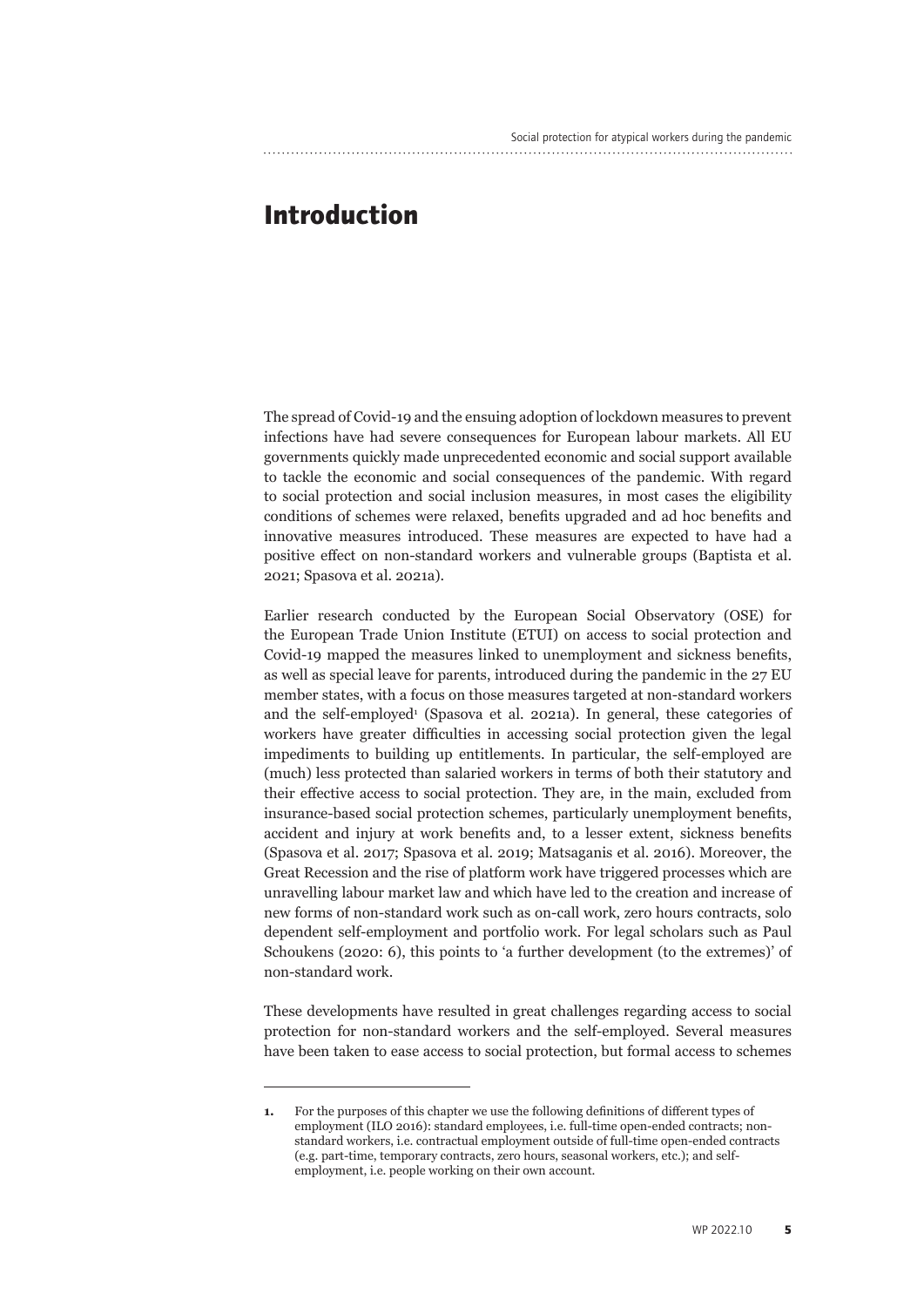# Introduction

The spread of Covid-19 and the ensuing adoption of lockdown measures to prevent infections have had severe consequences for European labour markets. All EU governments quickly made unprecedented economic and social support available to tackle the economic and social consequences of the pandemic. With regard to social protection and social inclusion measures, in most cases the eligibility conditions of schemes were relaxed, benefits upgraded and ad hoc benefits and innovative measures introduced. These measures are expected to have had a positive effect on non-standard workers and vulnerable groups (Baptista et al. 2021; Spasova et al. 2021a).

Earlier research conducted by the European Social Observatory (OSE) for the European Trade Union Institute (ETUI) on access to social protection and Covid-19 mapped the measures linked to unemployment and sickness benefits, as well as special leave for parents, introduced during the pandemic in the 27 EU member states, with a focus on those measures targeted at non-standard workers and the self-employed[1] (Spasova et al. 2021a). In general, these categories of workers have greater difficulties in accessing social protection given the legal impediments to building up entitlements. In particular, the self-employed are (much) less protected than salaried workers in terms of both their statutory and their effective access to social protection. They are, in the main, excluded from insurance-based social protection schemes, particularly unemployment benefits, accident and injury at work benefits and, to a lesser extent, sickness benefits (Spasova et al. 2017; Spasova et al. 2019; Matsaganis et al. 2016). Moreover, the Great Recession and the rise of platform work have triggered processes which are unravelling labour market law and which have led to the creation and increase of new forms of non-standard work such as on-call work, zero hours contracts, solo dependent self-employment and portfolio work. For legal scholars such as Paul Schoukens (2020: 6), this points to 'a further development (to the extremes)' of non-standard work.

These developments have resulted in great challenges regarding access to social protection for non-standard workers and the self-employed. Several measures have been taken to ease access to social protection, but formal access to schemes

---

1. For the purposes of this chapter we use the following definitions of different types of employment (ILO 2016): standard employees, i.e. full-time open-ended contracts; non-standard workers, i.e. contractual employment outside of full-time open-ended contracts (e.g. part-time, temporary contracts, zero hours, seasonal workers, etc.); and self-employment, i.e. people working on their own account.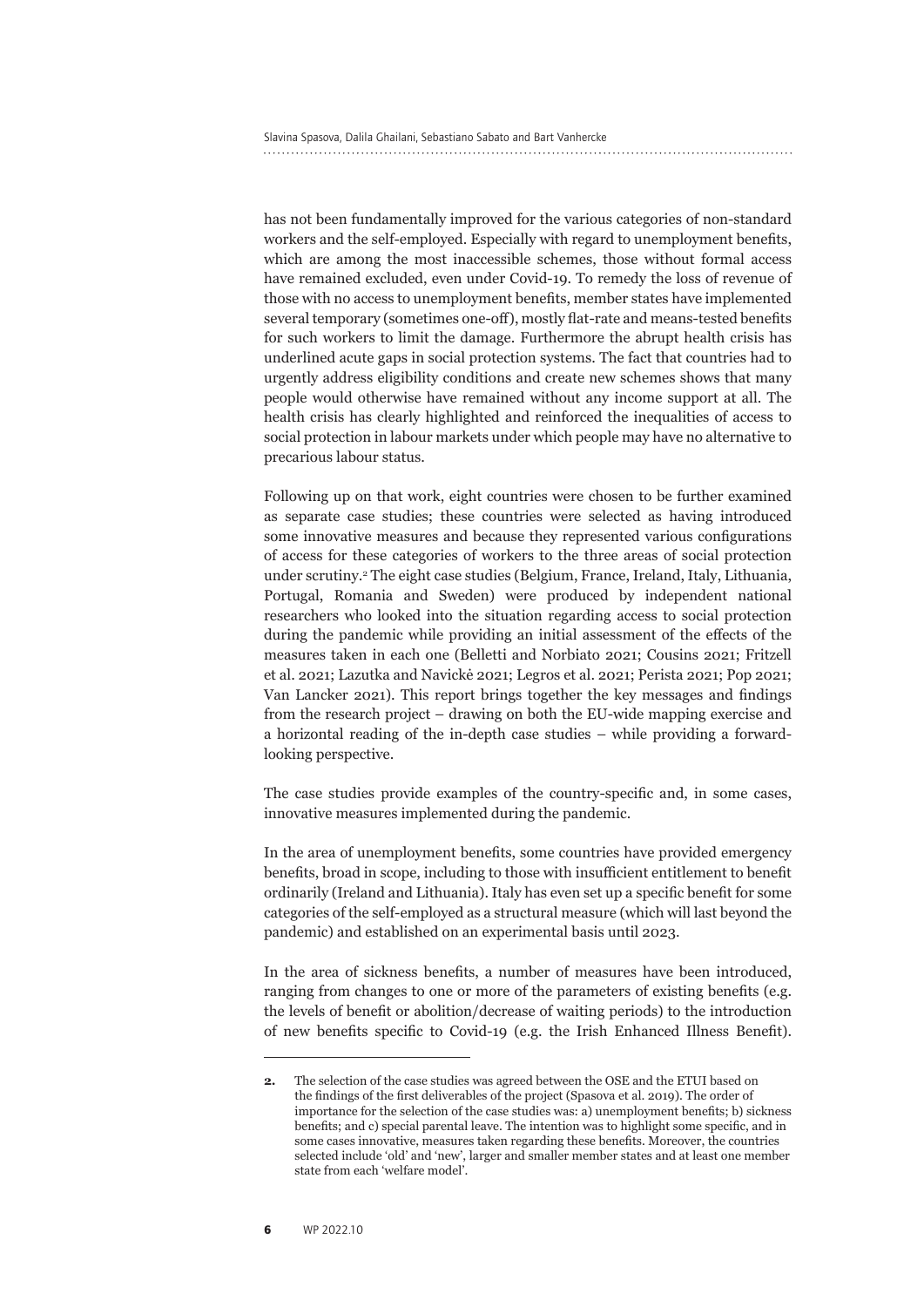has not been fundamentally improved for the various categories of non-standard workers and the self-employed. Especially with regard to unemployment benefits, which are among the most inaccessible schemes, those without formal access have remained excluded, even under Covid-19. To remedy the loss of revenue of those with no access to unemployment benefits, member states have implemented several temporary (sometimes one-off), mostly flat-rate and means-tested benefits for such workers to limit the damage. Furthermore the abrupt health crisis has underlined acute gaps in social protection systems. The fact that countries had to urgently address eligibility conditions and create new schemes shows that many people would otherwise have remained without any income support at all. The health crisis has clearly highlighted and reinforced the inequalities of access to social protection in labour markets under which people may have no alternative to precarious labour status.

Following up on that work, eight countries were chosen to be further examined as separate case studies; these countries were selected as having introduced some innovative measures and because they represented various configurations of access for these categories of workers to the three areas of social protection under scrutiny.[2] The eight case studies (Belgium, France, Ireland, Italy, Lithuania, Portugal, Romania and Sweden) were produced by independent national researchers who looked into the situation regarding access to social protection during the pandemic while providing an initial assessment of the effects of the measures taken in each one (Belletti and Norbiato 2021; Cousins 2021; Fritzell et al. 2021; Lazutka and Navickė 2021; Legros et al. 2021; Perista 2021; Pop 2021; Van Lancker 2021). This report brings together the key messages and findings from the research project – drawing on both the EU-wide mapping exercise and a horizontal reading of the in-depth case studies – while providing a forward-looking perspective.

The case studies provide examples of the country-specific and, in some cases, innovative measures implemented during the pandemic.

In the area of unemployment benefits, some countries have provided emergency benefits, broad in scope, including to those with insufficient entitlement to benefit ordinarily (Ireland and Lithuania). Italy has even set up a specific benefit for some categories of the self-employed as a structural measure (which will last beyond the pandemic) and established on an experimental basis until 2023.

In the area of sickness benefits, a number of measures have been introduced, ranging from changes to one or more of the parameters of existing benefits (e.g. the levels of benefit or abolition/decrease of waiting periods) to the introduction of new benefits specific to Covid-19 (e.g. the Irish Enhanced Illness Benefit).

---

**2.** The selection of the case studies was agreed between the OSE and the ETUI based on the findings of the first deliverables of the project (Spasova et al. 2019). The order of importance for the selection of the case studies was: a) unemployment benefits; b) sickness benefits; and c) special parental leave. The intention was to highlight some specific, and in some cases innovative, measures taken regarding these benefits. Moreover, the countries selected include 'old' and 'new', larger and smaller member states and at least one member state from each 'welfare model'.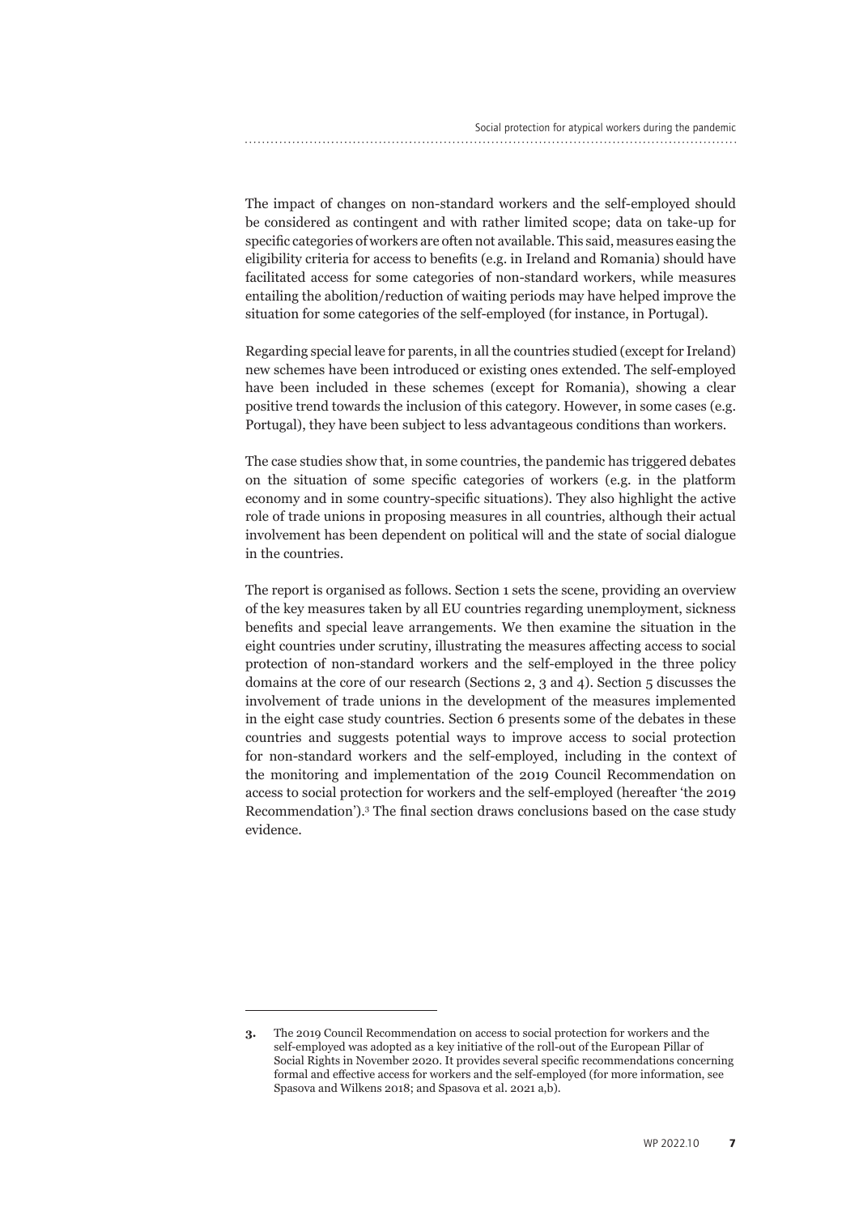The impact of changes on non-standard workers and the self-employed should be considered as contingent and with rather limited scope; data on take-up for specific categories of workers are often not available. This said, measures easing the eligibility criteria for access to benefits (e.g. in Ireland and Romania) should have facilitated access for some categories of non-standard workers, while measures entailing the abolition/reduction of waiting periods may have helped improve the situation for some categories of the self-employed (for instance, in Portugal).

Regarding special leave for parents, in all the countries studied (except for Ireland) new schemes have been introduced or existing ones extended. The self-employed have been included in these schemes (except for Romania), showing a clear positive trend towards the inclusion of this category. However, in some cases (e.g. Portugal), they have been subject to less advantageous conditions than workers.

The case studies show that, in some countries, the pandemic has triggered debates on the situation of some specific categories of workers (e.g. in the platform economy and in some country-specific situations). They also highlight the active role of trade unions in proposing measures in all countries, although their actual involvement has been dependent on political will and the state of social dialogue in the countries.

The report is organised as follows. Section 1 sets the scene, providing an overview of the key measures taken by all EU countries regarding unemployment, sickness benefits and special leave arrangements. We then examine the situation in the eight countries under scrutiny, illustrating the measures affecting access to social protection of non-standard workers and the self-employed in the three policy domains at the core of our research (Sections 2, 3 and 4). Section 5 discusses the involvement of trade unions in the development of the measures implemented in the eight case study countries. Section 6 presents some of the debates in these countries and suggests potential ways to improve access to social protection for non-standard workers and the self-employed, including in the context of the monitoring and implementation of the 2019 Council Recommendation on access to social protection for workers and the self-employed (hereafter 'the 2019 Recommendation').[3] The final section draws conclusions based on the case study evidence.

---

3. The 2019 Council Recommendation on access to social protection for workers and the self-employed was adopted as a key initiative of the roll-out of the European Pillar of Social Rights in November 2020. It provides several specific recommendations concerning formal and effective access for workers and the self-employed (for more information, see Spasova and Wilkens 2018; and Spasova et al. 2021 a,b).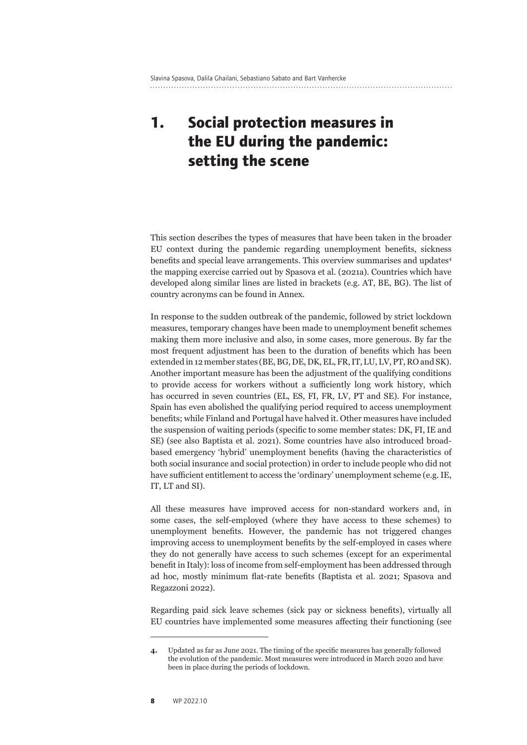# 1. Social protection measures in the EU during the pandemic: setting the scene

This section describes the types of measures that have been taken in the broader EU context during the pandemic regarding unemployment benefits, sickness benefits and special leave arrangements. This overview summarises and updates[4] the mapping exercise carried out by Spasova et al. (2021a). Countries which have developed along similar lines are listed in brackets (e.g. AT, BE, BG). The list of country acronyms can be found in Annex.

In response to the sudden outbreak of the pandemic, followed by strict lockdown measures, temporary changes have been made to unemployment benefit schemes making them more inclusive and also, in some cases, more generous. By far the most frequent adjustment has been to the duration of benefits which has been extended in 12 member states (BE, BG, DE, DK, EL, FR, IT, LU, LV, PT, RO and SK). Another important measure has been the adjustment of the qualifying conditions to provide access for workers without a sufficiently long work history, which has occurred in seven countries (EL, ES, FI, FR, LV, PT and SE). For instance, Spain has even abolished the qualifying period required to access unemployment benefits; while Finland and Portugal have halved it. Other measures have included the suspension of waiting periods (specific to some member states: DK, FI, IE and SE) (see also Baptista et al. 2021). Some countries have also introduced broad-based emergency 'hybrid' unemployment benefits (having the characteristics of both social insurance and social protection) in order to include people who did not have sufficient entitlement to access the 'ordinary' unemployment scheme (e.g. IE, IT, LT and SI).

All these measures have improved access for non-standard workers and, in some cases, the self-employed (where they have access to these schemes) to unemployment benefits. However, the pandemic has not triggered changes improving access to unemployment benefits by the self-employed in cases where they do not generally have access to such schemes (except for an experimental benefit in Italy): loss of income from self-employment has been addressed through ad hoc, mostly minimum flat-rate benefits (Baptista et al. 2021; Spasova and Regazzoni 2022).

Regarding paid sick leave schemes (sick pay or sickness benefits), virtually all EU countries have implemented some measures affecting their functioning (see

---

4. Updated as far as June 2021. The timing of the specific measures has generally followed the evolution of the pandemic. Most measures were introduced in March 2020 and have been in place during the periods of lockdown.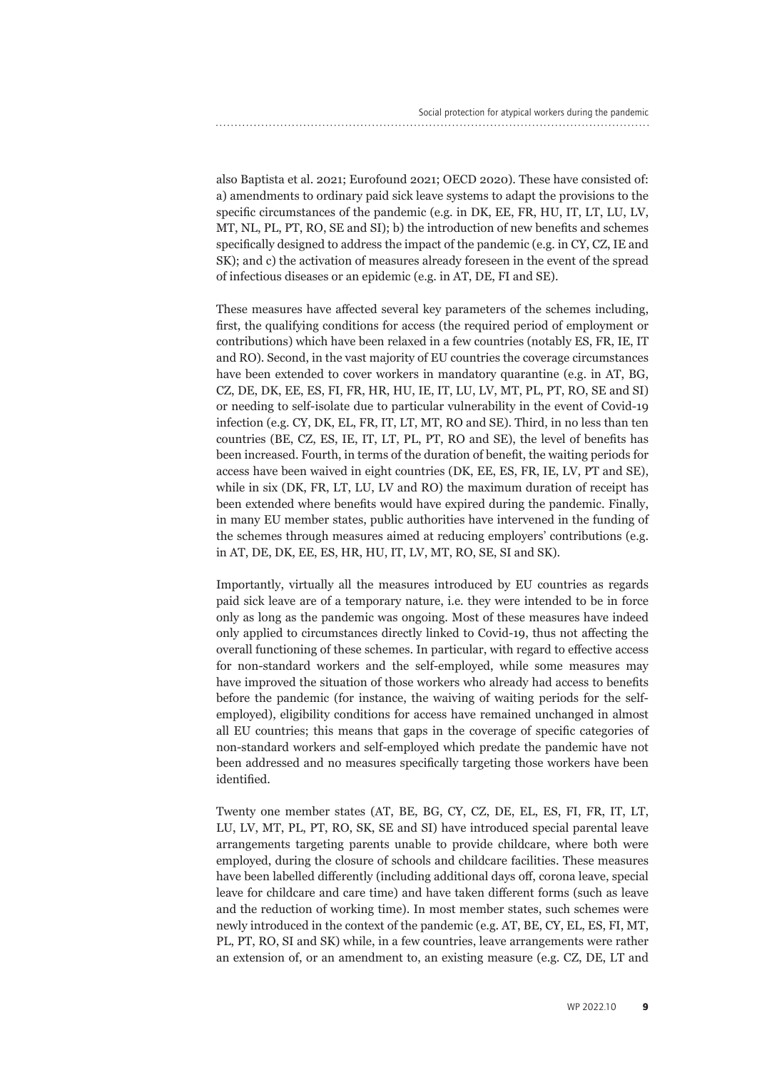also Baptista et al. 2021; Eurofound 2021; OECD 2020). These have consisted of: a) amendments to ordinary paid sick leave systems to adapt the provisions to the specific circumstances of the pandemic (e.g. in DK, EE, FR, HU, IT, LT, LU, LV, MT, NL, PL, PT, RO, SE and SI); b) the introduction of new benefits and schemes specifically designed to address the impact of the pandemic (e.g. in CY, CZ, IE and SK); and c) the activation of measures already foreseen in the event of the spread of infectious diseases or an epidemic (e.g. in AT, DE, FI and SE).

These measures have affected several key parameters of the schemes including, first, the qualifying conditions for access (the required period of employment or contributions) which have been relaxed in a few countries (notably ES, FR, IE, IT and RO). Second, in the vast majority of EU countries the coverage circumstances have been extended to cover workers in mandatory quarantine (e.g. in AT, BG, CZ, DE, DK, EE, ES, FI, FR, HR, HU, IE, IT, LU, LV, MT, PL, PT, RO, SE and SI) or needing to self-isolate due to particular vulnerability in the event of Covid-19 infection (e.g. CY, DK, EL, FR, IT, LT, MT, RO and SE). Third, in no less than ten countries (BE, CZ, ES, IE, IT, LT, PL, PT, RO and SE), the level of benefits has been increased. Fourth, in terms of the duration of benefit, the waiting periods for access have been waived in eight countries (DK, EE, ES, FR, IE, LV, PT and SE), while in six (DK, FR, LT, LU, LV and RO) the maximum duration of receipt has been extended where benefits would have expired during the pandemic. Finally, in many EU member states, public authorities have intervened in the funding of the schemes through measures aimed at reducing employers' contributions (e.g. in AT, DE, DK, EE, ES, HR, HU, IT, LV, MT, RO, SE, SI and SK).

Importantly, virtually all the measures introduced by EU countries as regards paid sick leave are of a temporary nature, i.e. they were intended to be in force only as long as the pandemic was ongoing. Most of these measures have indeed only applied to circumstances directly linked to Covid-19, thus not affecting the overall functioning of these schemes. In particular, with regard to effective access for non-standard workers and the self-employed, while some measures may have improved the situation of those workers who already had access to benefits before the pandemic (for instance, the waiving of waiting periods for the self-employed), eligibility conditions for access have remained unchanged in almost all EU countries; this means that gaps in the coverage of specific categories of non-standard workers and self-employed which predate the pandemic have not been addressed and no measures specifically targeting those workers have been identified.

Twenty one member states (AT, BE, BG, CY, CZ, DE, EL, ES, FI, FR, IT, LT, LU, LV, MT, PL, PT, RO, SK, SE and SI) have introduced special parental leave arrangements targeting parents unable to provide childcare, where both were employed, during the closure of schools and childcare facilities. These measures have been labelled differently (including additional days off, corona leave, special leave for childcare and care time) and have taken different forms (such as leave and the reduction of working time). In most member states, such schemes were newly introduced in the context of the pandemic (e.g. AT, BE, CY, EL, ES, FI, MT, PL, PT, RO, SI and SK) while, in a few countries, leave arrangements were rather an extension of, or an amendment to, an existing measure (e.g. CZ, DE, LT and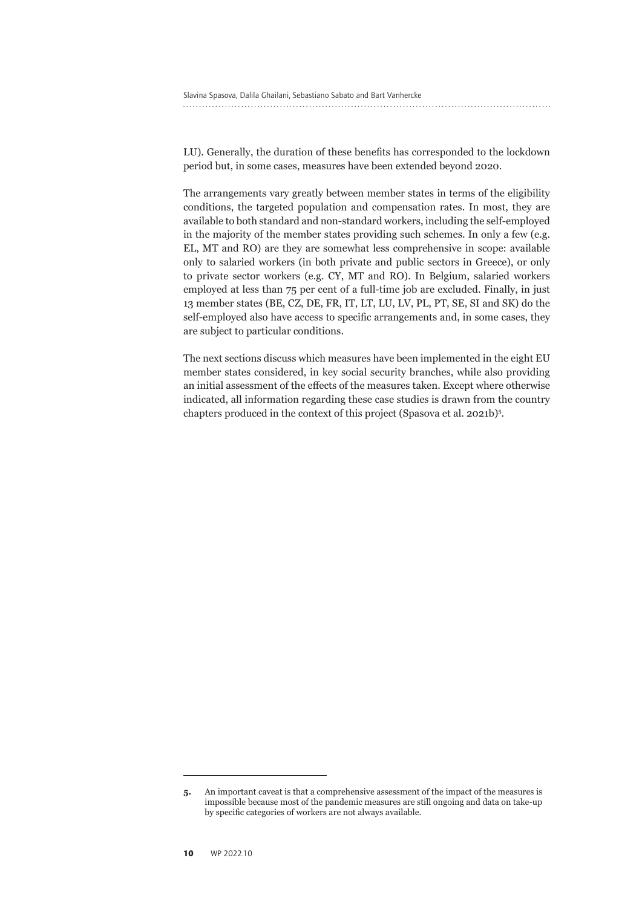LU). Generally, the duration of these benefits has corresponded to the lockdown period but, in some cases, measures have been extended beyond 2020.

The arrangements vary greatly between member states in terms of the eligibility conditions, the targeted population and compensation rates. In most, they are available to both standard and non-standard workers, including the self-employed in the majority of the member states providing such schemes. In only a few (e.g. EL, MT and RO) are they are somewhat less comprehensive in scope: available only to salaried workers (in both private and public sectors in Greece), or only to private sector workers (e.g. CY, MT and RO). In Belgium, salaried workers employed at less than 75 per cent of a full-time job are excluded. Finally, in just 13 member states (BE, CZ, DE, FR, IT, LT, LU, LV, PL, PT, SE, SI and SK) do the self-employed also have access to specific arrangements and, in some cases, they are subject to particular conditions.

The next sections discuss which measures have been implemented in the eight EU member states considered, in key social security branches, while also providing an initial assessment of the effects of the measures taken. Except where otherwise indicated, all information regarding these case studies is drawn from the country chapters produced in the context of this project (Spasova et al. 2021b)[5].

---

**5.** An important caveat is that a comprehensive assessment of the impact of the measures is impossible because most of the pandemic measures are still ongoing and data on take-up by specific categories of workers are not always available.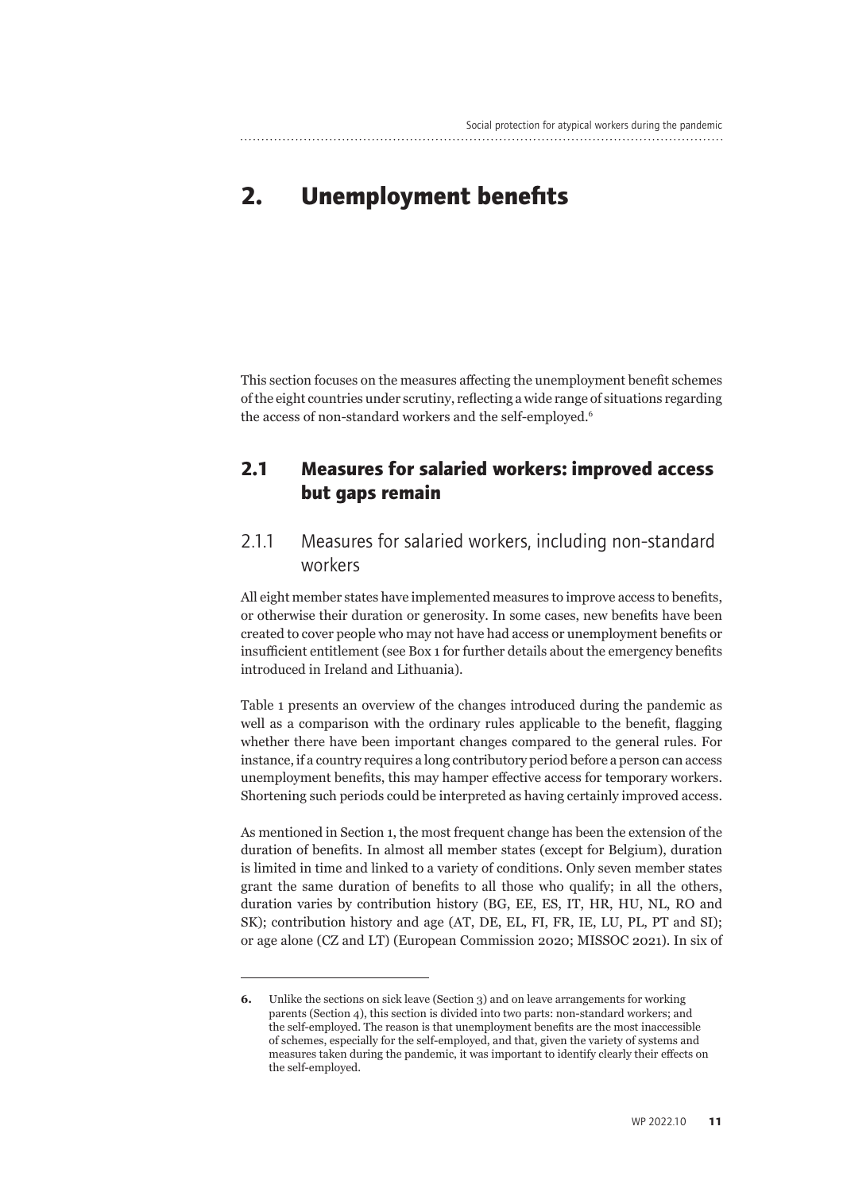# 2. Unemployment benefits

This section focuses on the measures affecting the unemployment benefit schemes of the eight countries under scrutiny, reflecting a wide range of situations regarding the access of non-standard workers and the self-employed.[6]

## 2.1 Measures for salaried workers: improved access but gaps remain

### 2.1.1 Measures for salaried workers, including non-standard workers

All eight member states have implemented measures to improve access to benefits, or otherwise their duration or generosity. In some cases, new benefits have been created to cover people who may not have had access or unemployment benefits or insufficient entitlement (see Box 1 for further details about the emergency benefits introduced in Ireland and Lithuania).

Table 1 presents an overview of the changes introduced during the pandemic as well as a comparison with the ordinary rules applicable to the benefit, flagging whether there have been important changes compared to the general rules. For instance, if a country requires a long contributory period before a person can access unemployment benefits, this may hamper effective access for temporary workers. Shortening such periods could be interpreted as having certainly improved access.

As mentioned in Section 1, the most frequent change has been the extension of the duration of benefits. In almost all member states (except for Belgium), duration is limited in time and linked to a variety of conditions. Only seven member states grant the same duration of benefits to all those who qualify; in all the others, duration varies by contribution history (BG, EE, ES, IT, HR, HU, NL, RO and SK); contribution history and age (AT, DE, EL, FI, FR, IE, LU, PL, PT and SI); or age alone (CZ and LT) (European Commission 2020; MISSOC 2021). In six of

---

6. Unlike the sections on sick leave (Section 3) and on leave arrangements for working parents (Section 4), this section is divided into two parts: non-standard workers; and the self-employed. The reason is that unemployment benefits are the most inaccessible of schemes, especially for the self-employed, and that, given the variety of systems and measures taken during the pandemic, it was important to identify clearly their effects on the self-employed.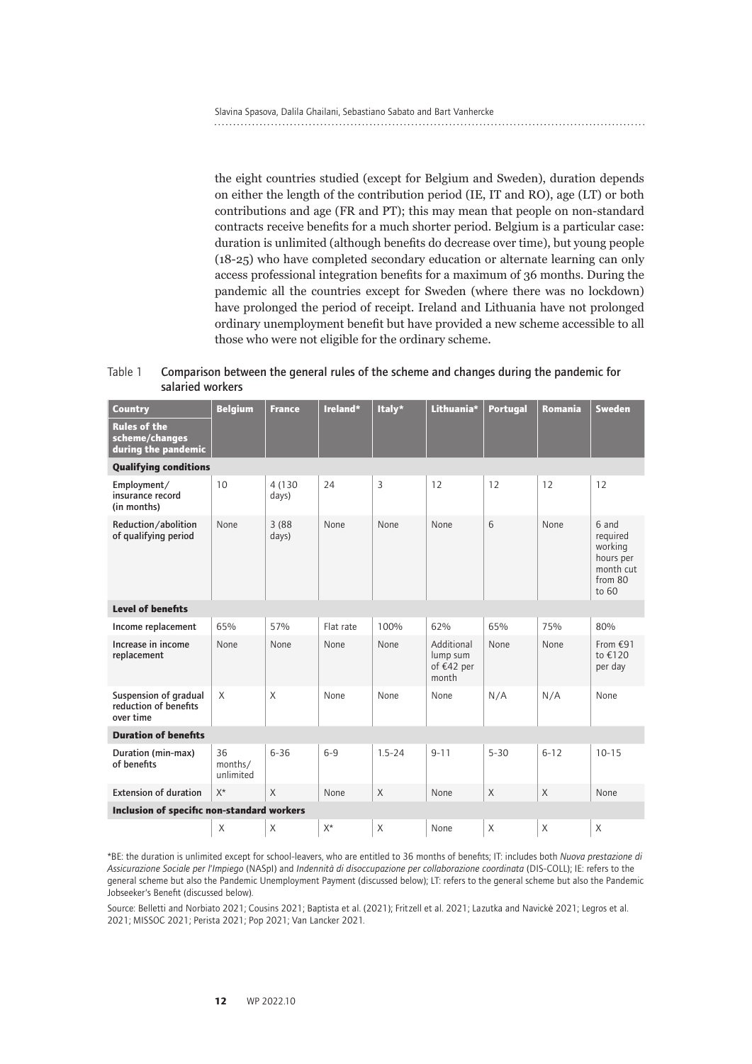the eight countries studied (except for Belgium and Sweden), duration depends on either the length of the contribution period (IE, IT and RO), age (LT) or both contributions and age (FR and PT); this may mean that people on non-standard contracts receive benefits for a much shorter period. Belgium is a particular case: duration is unlimited (although benefits do decrease over time), but young people (18-25) who have completed secondary education or alternate learning can only access professional integration benefits for a maximum of 36 months. During the pandemic all the countries except for Sweden (where there was no lockdown) have prolonged the period of receipt. Ireland and Lithuania have not prolonged ordinary unemployment benefit but have provided a new scheme accessible to all those who were not eligible for the ordinary scheme.

Table 1 **Comparison between the general rules of the scheme and changes during the pandemic for salaried workers**

| **Country** / **Rules of the scheme/changes during the pandemic** | **Belgium** | **France** | **Ireland*** | **Italy*** | **Lithuania*** | **Portugal** | **Romania** | **Sweden** |
|---|---|---|---|---|---|---|---|---|
| **Qualifying conditions** | | | | | | | | |
| Employment/ insurance record (in months) | 10 | 4 (130 days) | 24 | 3 | 12 | 12 | 12 | 12 |
| Reduction/abolition of qualifying period | None | 3 (88 days) | None | None | None | 6 | None | 6 and required working hours per month cut from 80 to 60 |
| **Level of benefits** | | | | | | | | |
| Income replacement | 65% | 57% | Flat rate | 100% | 62% | 65% | 75% | 80% |
| Increase in income replacement | None | None | None | None | Additional lump sum of €42 per month | None | None | From €91 to €120 per day |
| Suspension of gradual reduction of benefits over time | X | X | None | None | None | N/A | N/A | None |
| **Duration of benefits** | | | | | | | | |
| Duration (min-max) of benefits | 36 months/ unlimited | 6-36 | 6-9 | 1.5-24 | 9-11 | 5-30 | 6-12 | 10-15 |
| Extension of duration | X* | X | None | X | None | X | X | None |
| **Inclusion of specific non-standard workers** | | | | | | | | |
| | X | X | X* | X | None | X | X | X |

*BE: the duration is unlimited except for school-leavers, who are entitled to 36 months of benefits; IT: includes both *Nuova prestazione di Assicurazione Sociale per l'Impiego* (NASpI) and *Indennità di disoccupazione per collaborazione coordinata* (DIS-COLL); IE: refers to the general scheme but also the Pandemic Unemployment Payment (discussed below); LT: refers to the general scheme but also the Pandemic Jobseeker's Benefit (discussed below).

Source: Belletti and Norbiato 2021; Cousins 2021; Baptista et al. (2021); Fritzell et al. 2021; Lazutka and Navickė 2021; Legros et al. 2021; MISSOC 2021; Perista 2021; Pop 2021; Van Lancker 2021.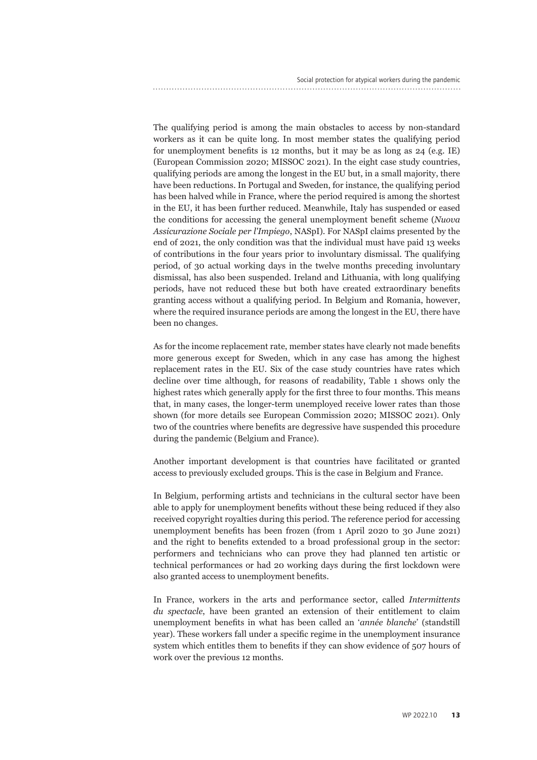The qualifying period is among the main obstacles to access by non-standard workers as it can be quite long. In most member states the qualifying period for unemployment benefits is 12 months, but it may be as long as 24 (e.g. IE) (European Commission 2020; MISSOC 2021). In the eight case study countries, qualifying periods are among the longest in the EU but, in a small majority, there have been reductions. In Portugal and Sweden, for instance, the qualifying period has been halved while in France, where the period required is among the shortest in the EU, it has been further reduced. Meanwhile, Italy has suspended or eased the conditions for accessing the general unemployment benefit scheme (*Nuova Assicurazione Sociale per l'Impiego*, NASpI). For NASpI claims presented by the end of 2021, the only condition was that the individual must have paid 13 weeks of contributions in the four years prior to involuntary dismissal. The qualifying period, of 30 actual working days in the twelve months preceding involuntary dismissal, has also been suspended. Ireland and Lithuania, with long qualifying periods, have not reduced these but both have created extraordinary benefits granting access without a qualifying period. In Belgium and Romania, however, where the required insurance periods are among the longest in the EU, there have been no changes.

As for the income replacement rate, member states have clearly not made benefits more generous except for Sweden, which in any case has among the highest replacement rates in the EU. Six of the case study countries have rates which decline over time although, for reasons of readability, Table 1 shows only the highest rates which generally apply for the first three to four months. This means that, in many cases, the longer-term unemployed receive lower rates than those shown (for more details see European Commission 2020; MISSOC 2021). Only two of the countries where benefits are degressive have suspended this procedure during the pandemic (Belgium and France).

Another important development is that countries have facilitated or granted access to previously excluded groups. This is the case in Belgium and France.

In Belgium, performing artists and technicians in the cultural sector have been able to apply for unemployment benefits without these being reduced if they also received copyright royalties during this period. The reference period for accessing unemployment benefits has been frozen (from 1 April 2020 to 30 June 2021) and the right to benefits extended to a broad professional group in the sector: performers and technicians who can prove they had planned ten artistic or technical performances or had 20 working days during the first lockdown were also granted access to unemployment benefits.

In France, workers in the arts and performance sector, called *Intermittents du spectacle*, have been granted an extension of their entitlement to claim unemployment benefits in what has been called an '*année blanche*' (standstill year). These workers fall under a specific regime in the unemployment insurance system which entitles them to benefits if they can show evidence of 507 hours of work over the previous 12 months.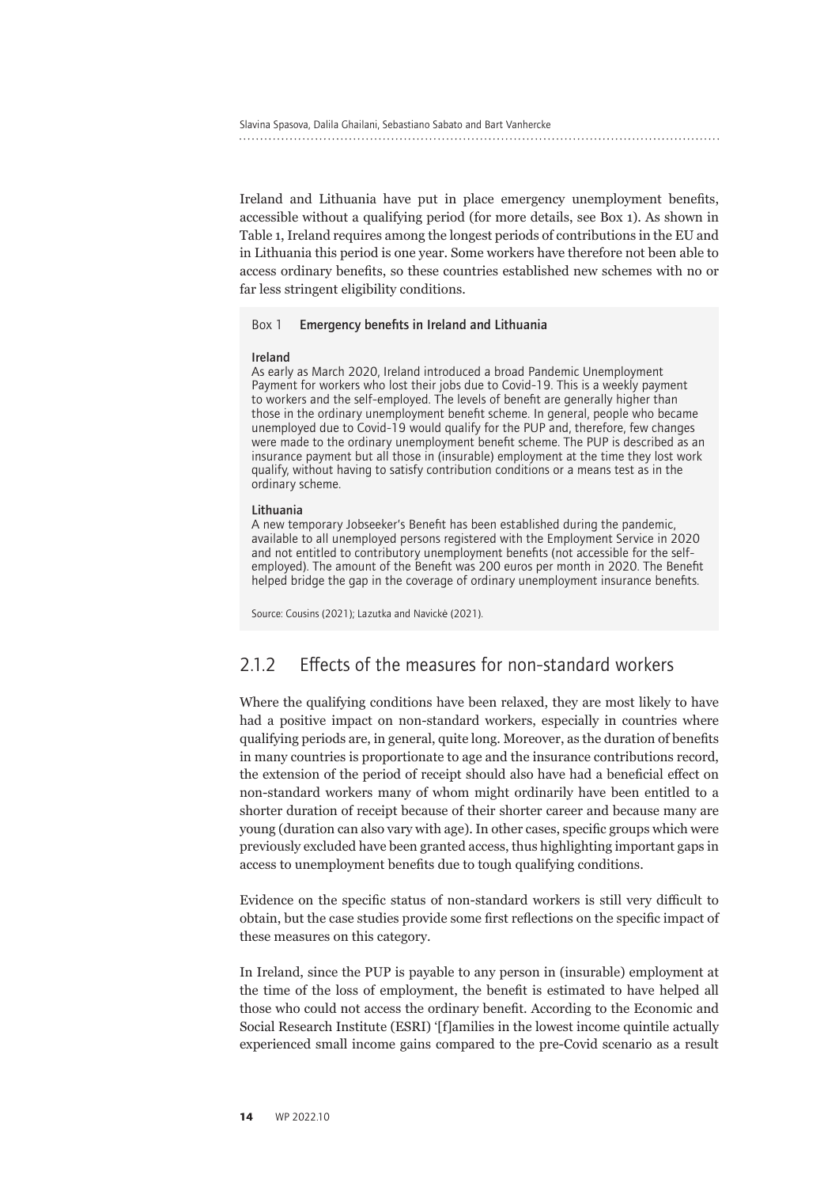Ireland and Lithuania have put in place emergency unemployment benefits, accessible without a qualifying period (for more details, see Box 1). As shown in Table 1, Ireland requires among the longest periods of contributions in the EU and in Lithuania this period is one year. Some workers have therefore not been able to access ordinary benefits, so these countries established new schemes with no or far less stringent eligibility conditions.

> Box 1 **Emergency benefits in Ireland and Lithuania**
>
> **Ireland**
> As early as March 2020, Ireland introduced a broad Pandemic Unemployment Payment for workers who lost their jobs due to Covid-19. This is a weekly payment to workers and the self-employed. The levels of benefit are generally higher than those in the ordinary unemployment benefit scheme. In general, people who became unemployed due to Covid-19 would qualify for the PUP and, therefore, few changes were made to the ordinary unemployment benefit scheme. The PUP is described as an insurance payment but all those in (insurable) employment at the time they lost work qualify, without having to satisfy contribution conditions or a means test as in the ordinary scheme.
>
> **Lithuania**
> A new temporary Jobseeker's Benefit has been established during the pandemic, available to all unemployed persons registered with the Employment Service in 2020 and not entitled to contributory unemployment benefits (not accessible for the self-employed). The amount of the Benefit was 200 euros per month in 2020. The Benefit helped bridge the gap in the coverage of ordinary unemployment insurance benefits.
>
> Source: Cousins (2021); Lazutka and Navickė (2021).

### 2.1.2 Effects of the measures for non-standard workers

Where the qualifying conditions have been relaxed, they are most likely to have had a positive impact on non-standard workers, especially in countries where qualifying periods are, in general, quite long. Moreover, as the duration of benefits in many countries is proportionate to age and the insurance contributions record, the extension of the period of receipt should also have had a beneficial effect on non-standard workers many of whom might ordinarily have been entitled to a shorter duration of receipt because of their shorter career and because many are young (duration can also vary with age). In other cases, specific groups which were previously excluded have been granted access, thus highlighting important gaps in access to unemployment benefits due to tough qualifying conditions.

Evidence on the specific status of non-standard workers is still very difficult to obtain, but the case studies provide some first reflections on the specific impact of these measures on this category.

In Ireland, since the PUP is payable to any person in (insurable) employment at the time of the loss of employment, the benefit is estimated to have helped all those who could not access the ordinary benefit. According to the Economic and Social Research Institute (ESRI) '[f]amilies in the lowest income quintile actually experienced small income gains compared to the pre-Covid scenario as a result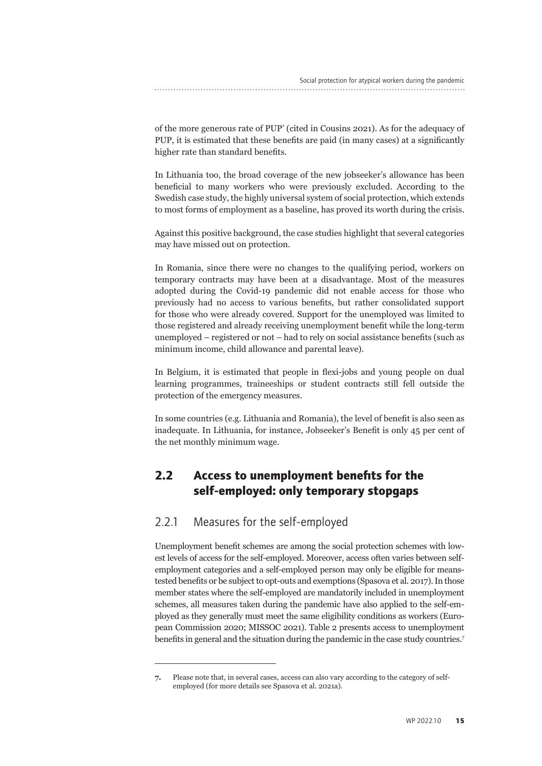of the more generous rate of PUP' (cited in Cousins 2021). As for the adequacy of PUP, it is estimated that these benefits are paid (in many cases) at a significantly higher rate than standard benefits.

In Lithuania too, the broad coverage of the new jobseeker's allowance has been beneficial to many workers who were previously excluded. According to the Swedish case study, the highly universal system of social protection, which extends to most forms of employment as a baseline, has proved its worth during the crisis.

Against this positive background, the case studies highlight that several categories may have missed out on protection.

In Romania, since there were no changes to the qualifying period, workers on temporary contracts may have been at a disadvantage. Most of the measures adopted during the Covid-19 pandemic did not enable access for those who previously had no access to various benefits, but rather consolidated support for those who were already covered. Support for the unemployed was limited to those registered and already receiving unemployment benefit while the long-term unemployed – registered or not – had to rely on social assistance benefits (such as minimum income, child allowance and parental leave).

In Belgium, it is estimated that people in flexi-jobs and young people on dual learning programmes, traineeships or student contracts still fell outside the protection of the emergency measures.

In some countries (e.g. Lithuania and Romania), the level of benefit is also seen as inadequate. In Lithuania, for instance, Jobseeker's Benefit is only 45 per cent of the net monthly minimum wage.

## 2.2 Access to unemployment benefits for the self-employed: only temporary stopgaps

### 2.2.1 Measures for the self-employed

Unemployment benefit schemes are among the social protection schemes with lowest levels of access for the self-employed. Moreover, access often varies between self-employment categories and a self-employed person may only be eligible for means-tested benefits or be subject to opt-outs and exemptions (Spasova et al. 2017). In those member states where the self-employed are mandatorily included in unemployment schemes, all measures taken during the pandemic have also applied to the self-employed as they generally must meet the same eligibility conditions as workers (European Commission 2020; MISSOC 2021). Table 2 presents access to unemployment benefits in general and the situation during the pandemic in the case study countries.[7]

---

7. Please note that, in several cases, access can also vary according to the category of self-employed (for more details see Spasova et al. 2021a).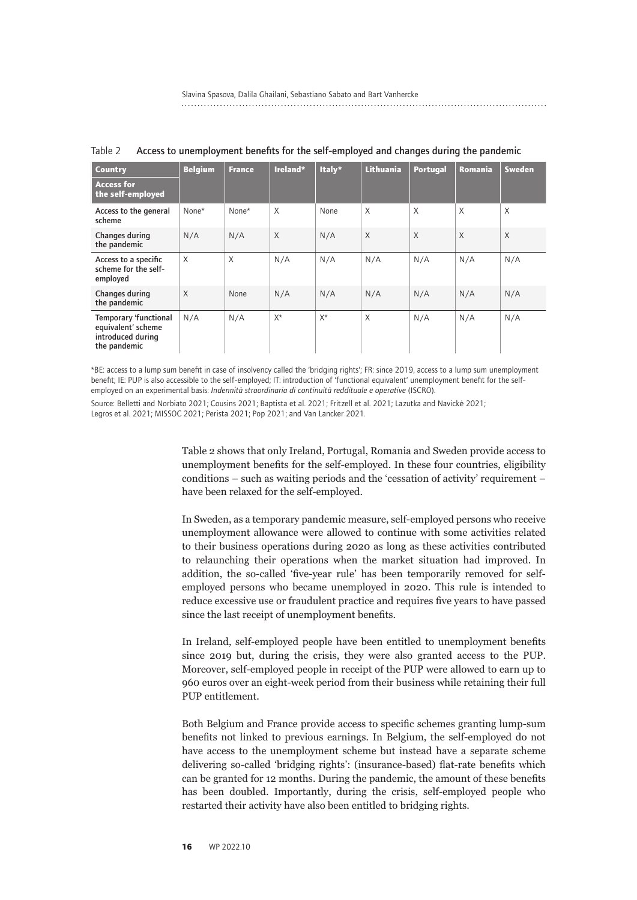Table 2 Access to unemployment benefits for the self-employed and changes during the pandemic

| Country / Access for the self-employed | Belgium | France | Ireland* | Italy* | Lithuania | Portugal | Romania | Sweden |
|---|---|---|---|---|---|---|---|---|
| Access to the general scheme | None* | None* | X | None | X | X | X | X |
| Changes during the pandemic | N/A | N/A | X | N/A | X | X | X | X |
| Access to a specific scheme for the self-employed | X | X | N/A | N/A | N/A | N/A | N/A | N/A |
| Changes during the pandemic | X | None | N/A | N/A | N/A | N/A | N/A | N/A |
| Temporary 'functional equivalent' scheme introduced during the pandemic | N/A | N/A | X* | X* | X | N/A | N/A | N/A |

*BE: access to a lump sum benefit in case of insolvency called the 'bridging rights'; FR: since 2019, access to a lump sum unemployment benefit; IE: PUP is also accessible to the self-employed; IT: introduction of 'functional equivalent' unemployment benefit for the self-employed on an experimental basis: *Indennità straordinaria di continuità reddituale e operative* (ISCRO).

Source: Belletti and Norbiato 2021; Cousins 2021; Baptista et al. 2021; Fritzell et al. 2021; Lazutka and Navickė 2021; Legros et al. 2021; MISSOC 2021; Perista 2021; Pop 2021; and Van Lancker 2021.

Table 2 shows that only Ireland, Portugal, Romania and Sweden provide access to unemployment benefits for the self-employed. In these four countries, eligibility conditions – such as waiting periods and the 'cessation of activity' requirement – have been relaxed for the self-employed.

In Sweden, as a temporary pandemic measure, self-employed persons who receive unemployment allowance were allowed to continue with some activities related to their business operations during 2020 as long as these activities contributed to relaunching their operations when the market situation had improved. In addition, the so-called 'five-year rule' has been temporarily removed for self-employed persons who became unemployed in 2020. This rule is intended to reduce excessive use or fraudulent practice and requires five years to have passed since the last receipt of unemployment benefits.

In Ireland, self-employed people have been entitled to unemployment benefits since 2019 but, during the crisis, they were also granted access to the PUP. Moreover, self-employed people in receipt of the PUP were allowed to earn up to 960 euros over an eight-week period from their business while retaining their full PUP entitlement.

Both Belgium and France provide access to specific schemes granting lump-sum benefits not linked to previous earnings. In Belgium, the self-employed do not have access to the unemployment scheme but instead have a separate scheme delivering so-called 'bridging rights': (insurance-based) flat-rate benefits which can be granted for 12 months. During the pandemic, the amount of these benefits has been doubled. Importantly, during the crisis, self-employed people who restarted their activity have also been entitled to bridging rights.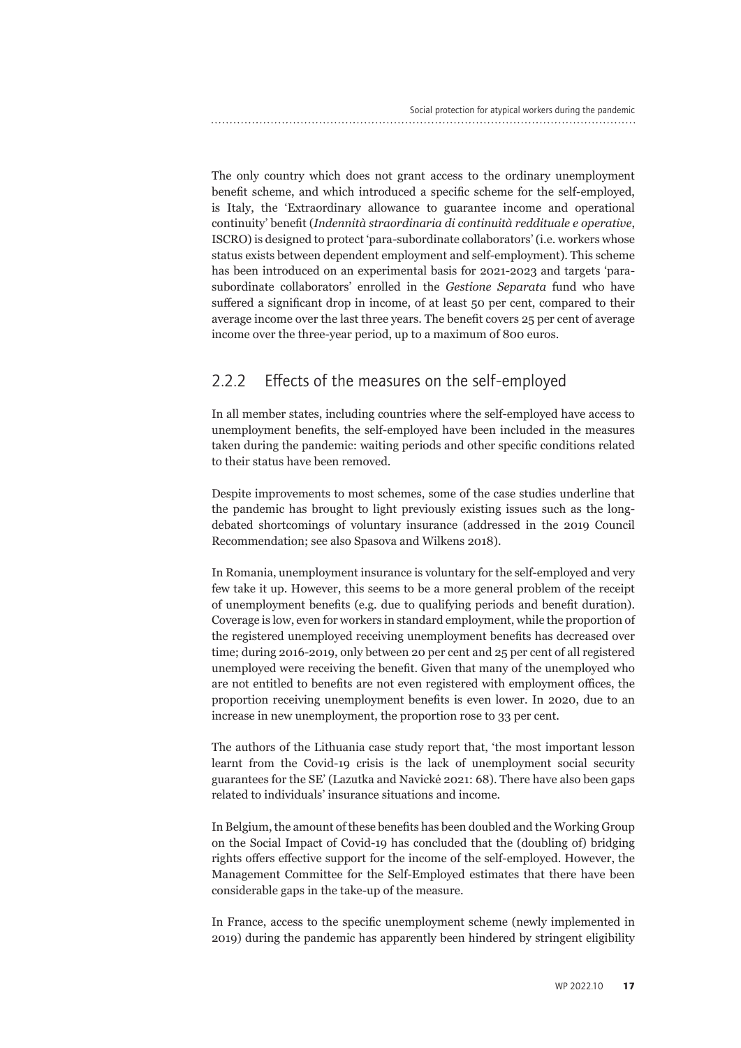The only country which does not grant access to the ordinary unemployment benefit scheme, and which introduced a specific scheme for the self-employed, is Italy, the 'Extraordinary allowance to guarantee income and operational continuity' benefit (*Indennità straordinaria di continuità reddituale e operative*, ISCRO) is designed to protect 'para-subordinate collaborators' (i.e. workers whose status exists between dependent employment and self-employment). This scheme has been introduced on an experimental basis for 2021-2023 and targets 'para-subordinate collaborators' enrolled in the *Gestione Separata* fund who have suffered a significant drop in income, of at least 50 per cent, compared to their average income over the last three years. The benefit covers 25 per cent of average income over the three-year period, up to a maximum of 800 euros.

### 2.2.2 Effects of the measures on the self-employed

In all member states, including countries where the self-employed have access to unemployment benefits, the self-employed have been included in the measures taken during the pandemic: waiting periods and other specific conditions related to their status have been removed.

Despite improvements to most schemes, some of the case studies underline that the pandemic has brought to light previously existing issues such as the long-debated shortcomings of voluntary insurance (addressed in the 2019 Council Recommendation; see also Spasova and Wilkens 2018).

In Romania, unemployment insurance is voluntary for the self-employed and very few take it up. However, this seems to be a more general problem of the receipt of unemployment benefits (e.g. due to qualifying periods and benefit duration). Coverage is low, even for workers in standard employment, while the proportion of the registered unemployed receiving unemployment benefits has decreased over time; during 2016-2019, only between 20 per cent and 25 per cent of all registered unemployed were receiving the benefit. Given that many of the unemployed who are not entitled to benefits are not even registered with employment offices, the proportion receiving unemployment benefits is even lower. In 2020, due to an increase in new unemployment, the proportion rose to 33 per cent.

The authors of the Lithuania case study report that, 'the most important lesson learnt from the Covid-19 crisis is the lack of unemployment social security guarantees for the SE' (Lazutka and Navickė 2021: 68). There have also been gaps related to individuals' insurance situations and income.

In Belgium, the amount of these benefits has been doubled and the Working Group on the Social Impact of Covid-19 has concluded that the (doubling of) bridging rights offers effective support for the income of the self-employed. However, the Management Committee for the Self-Employed estimates that there have been considerable gaps in the take-up of the measure.

In France, access to the specific unemployment scheme (newly implemented in 2019) during the pandemic has apparently been hindered by stringent eligibility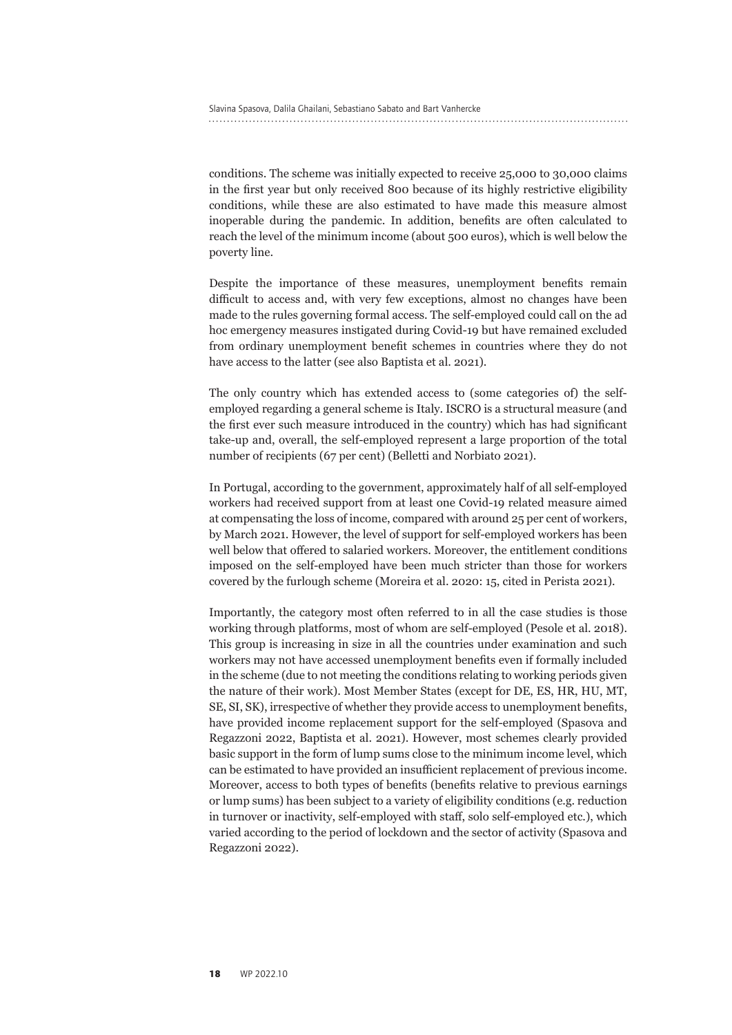conditions. The scheme was initially expected to receive 25,000 to 30,000 claims in the first year but only received 800 because of its highly restrictive eligibility conditions, while these are also estimated to have made this measure almost inoperable during the pandemic. In addition, benefits are often calculated to reach the level of the minimum income (about 500 euros), which is well below the poverty line.

Despite the importance of these measures, unemployment benefits remain difficult to access and, with very few exceptions, almost no changes have been made to the rules governing formal access. The self-employed could call on the ad hoc emergency measures instigated during Covid-19 but have remained excluded from ordinary unemployment benefit schemes in countries where they do not have access to the latter (see also Baptista et al. 2021).

The only country which has extended access to (some categories of) the self-employed regarding a general scheme is Italy. ISCRO is a structural measure (and the first ever such measure introduced in the country) which has had significant take-up and, overall, the self-employed represent a large proportion of the total number of recipients (67 per cent) (Belletti and Norbiato 2021).

In Portugal, according to the government, approximately half of all self-employed workers had received support from at least one Covid-19 related measure aimed at compensating the loss of income, compared with around 25 per cent of workers, by March 2021. However, the level of support for self-employed workers has been well below that offered to salaried workers. Moreover, the entitlement conditions imposed on the self-employed have been much stricter than those for workers covered by the furlough scheme (Moreira et al. 2020: 15, cited in Perista 2021).

Importantly, the category most often referred to in all the case studies is those working through platforms, most of whom are self-employed (Pesole et al. 2018). This group is increasing in size in all the countries under examination and such workers may not have accessed unemployment benefits even if formally included in the scheme (due to not meeting the conditions relating to working periods given the nature of their work). Most Member States (except for DE, ES, HR, HU, MT, SE, SI, SK), irrespective of whether they provide access to unemployment benefits, have provided income replacement support for the self-employed (Spasova and Regazzoni 2022, Baptista et al. 2021). However, most schemes clearly provided basic support in the form of lump sums close to the minimum income level, which can be estimated to have provided an insufficient replacement of previous income. Moreover, access to both types of benefits (benefits relative to previous earnings or lump sums) has been subject to a variety of eligibility conditions (e.g. reduction in turnover or inactivity, self-employed with staff, solo self-employed etc.), which varied according to the period of lockdown and the sector of activity (Spasova and Regazzoni 2022).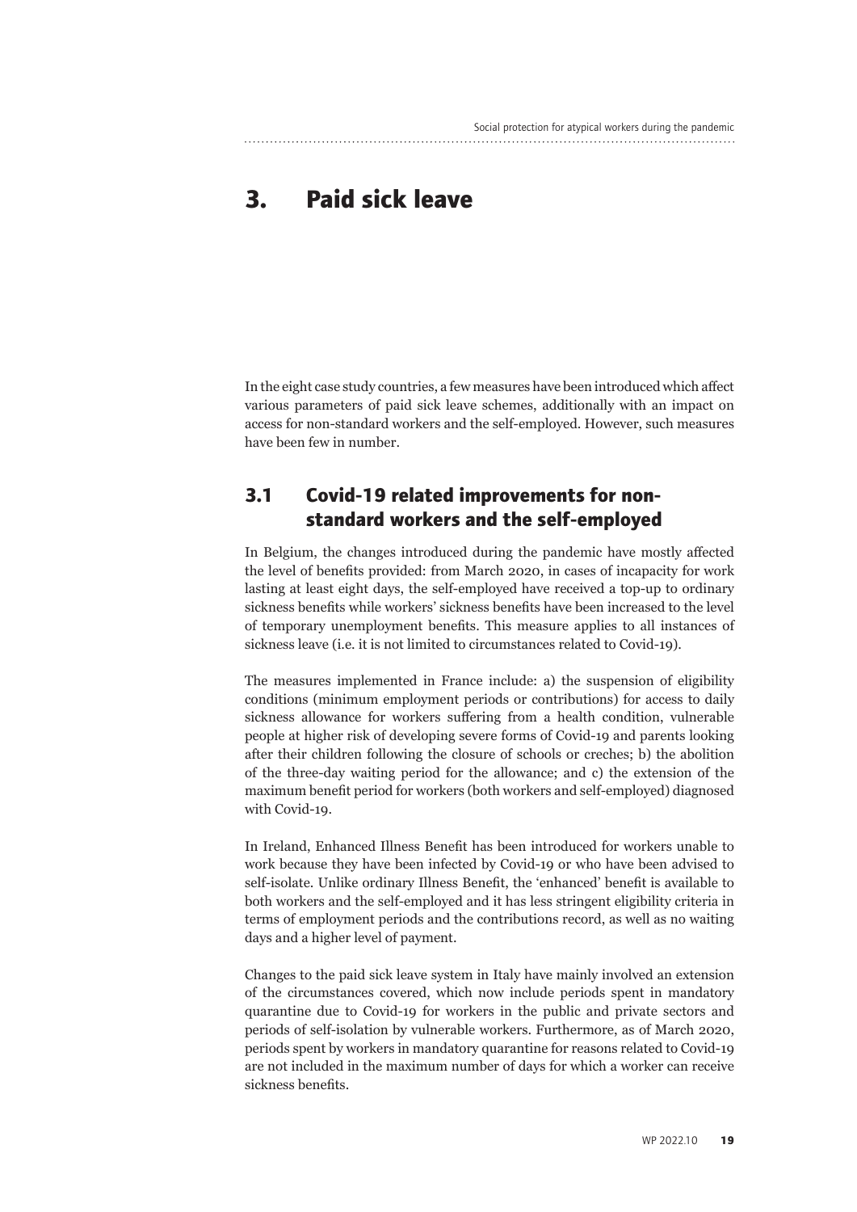# 3. Paid sick leave

In the eight case study countries, a few measures have been introduced which affect various parameters of paid sick leave schemes, additionally with an impact on access for non-standard workers and the self-employed. However, such measures have been few in number.

## 3.1 Covid-19 related improvements for non-standard workers and the self-employed

In Belgium, the changes introduced during the pandemic have mostly affected the level of benefits provided: from March 2020, in cases of incapacity for work lasting at least eight days, the self-employed have received a top-up to ordinary sickness benefits while workers' sickness benefits have been increased to the level of temporary unemployment benefits. This measure applies to all instances of sickness leave (i.e. it is not limited to circumstances related to Covid-19).

The measures implemented in France include: a) the suspension of eligibility conditions (minimum employment periods or contributions) for access to daily sickness allowance for workers suffering from a health condition, vulnerable people at higher risk of developing severe forms of Covid-19 and parents looking after their children following the closure of schools or creches; b) the abolition of the three-day waiting period for the allowance; and c) the extension of the maximum benefit period for workers (both workers and self-employed) diagnosed with Covid-19.

In Ireland, Enhanced Illness Benefit has been introduced for workers unable to work because they have been infected by Covid-19 or who have been advised to self-isolate. Unlike ordinary Illness Benefit, the 'enhanced' benefit is available to both workers and the self-employed and it has less stringent eligibility criteria in terms of employment periods and the contributions record, as well as no waiting days and a higher level of payment.

Changes to the paid sick leave system in Italy have mainly involved an extension of the circumstances covered, which now include periods spent in mandatory quarantine due to Covid-19 for workers in the public and private sectors and periods of self-isolation by vulnerable workers. Furthermore, as of March 2020, periods spent by workers in mandatory quarantine for reasons related to Covid-19 are not included in the maximum number of days for which a worker can receive sickness benefits.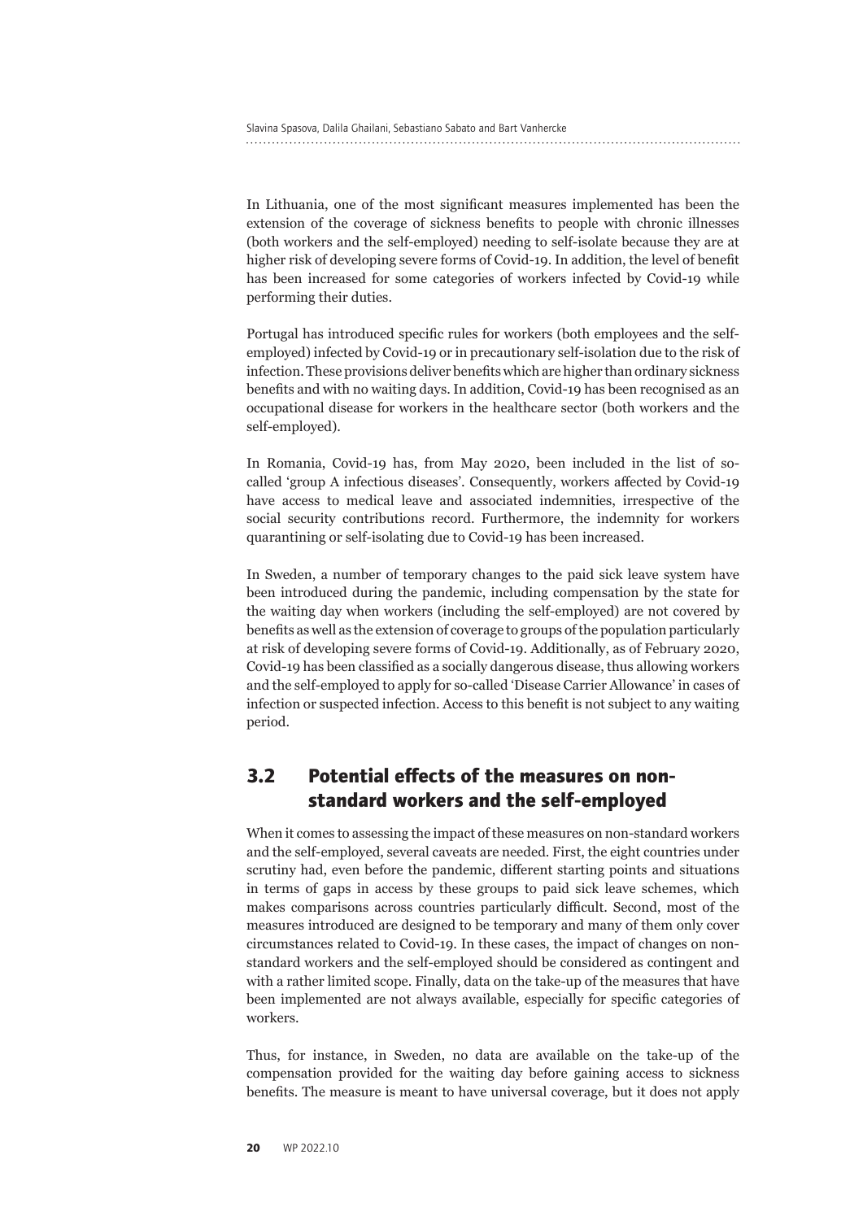In Lithuania, one of the most significant measures implemented has been the extension of the coverage of sickness benefits to people with chronic illnesses (both workers and the self-employed) needing to self-isolate because they are at higher risk of developing severe forms of Covid-19. In addition, the level of benefit has been increased for some categories of workers infected by Covid-19 while performing their duties.

Portugal has introduced specific rules for workers (both employees and the self-employed) infected by Covid-19 or in precautionary self-isolation due to the risk of infection. These provisions deliver benefits which are higher than ordinary sickness benefits and with no waiting days. In addition, Covid-19 has been recognised as an occupational disease for workers in the healthcare sector (both workers and the self-employed).

In Romania, Covid-19 has, from May 2020, been included in the list of so-called 'group A infectious diseases'. Consequently, workers affected by Covid-19 have access to medical leave and associated indemnities, irrespective of the social security contributions record. Furthermore, the indemnity for workers quarantining or self-isolating due to Covid-19 has been increased.

In Sweden, a number of temporary changes to the paid sick leave system have been introduced during the pandemic, including compensation by the state for the waiting day when workers (including the self-employed) are not covered by benefits as well as the extension of coverage to groups of the population particularly at risk of developing severe forms of Covid-19. Additionally, as of February 2020, Covid-19 has been classified as a socially dangerous disease, thus allowing workers and the self-employed to apply for so-called 'Disease Carrier Allowance' in cases of infection or suspected infection. Access to this benefit is not subject to any waiting period.

## 3.2 Potential effects of the measures on non-standard workers and the self-employed

When it comes to assessing the impact of these measures on non-standard workers and the self-employed, several caveats are needed. First, the eight countries under scrutiny had, even before the pandemic, different starting points and situations in terms of gaps in access by these groups to paid sick leave schemes, which makes comparisons across countries particularly difficult. Second, most of the measures introduced are designed to be temporary and many of them only cover circumstances related to Covid-19. In these cases, the impact of changes on non-standard workers and the self-employed should be considered as contingent and with a rather limited scope. Finally, data on the take-up of the measures that have been implemented are not always available, especially for specific categories of workers.

Thus, for instance, in Sweden, no data are available on the take-up of the compensation provided for the waiting day before gaining access to sickness benefits. The measure is meant to have universal coverage, but it does not apply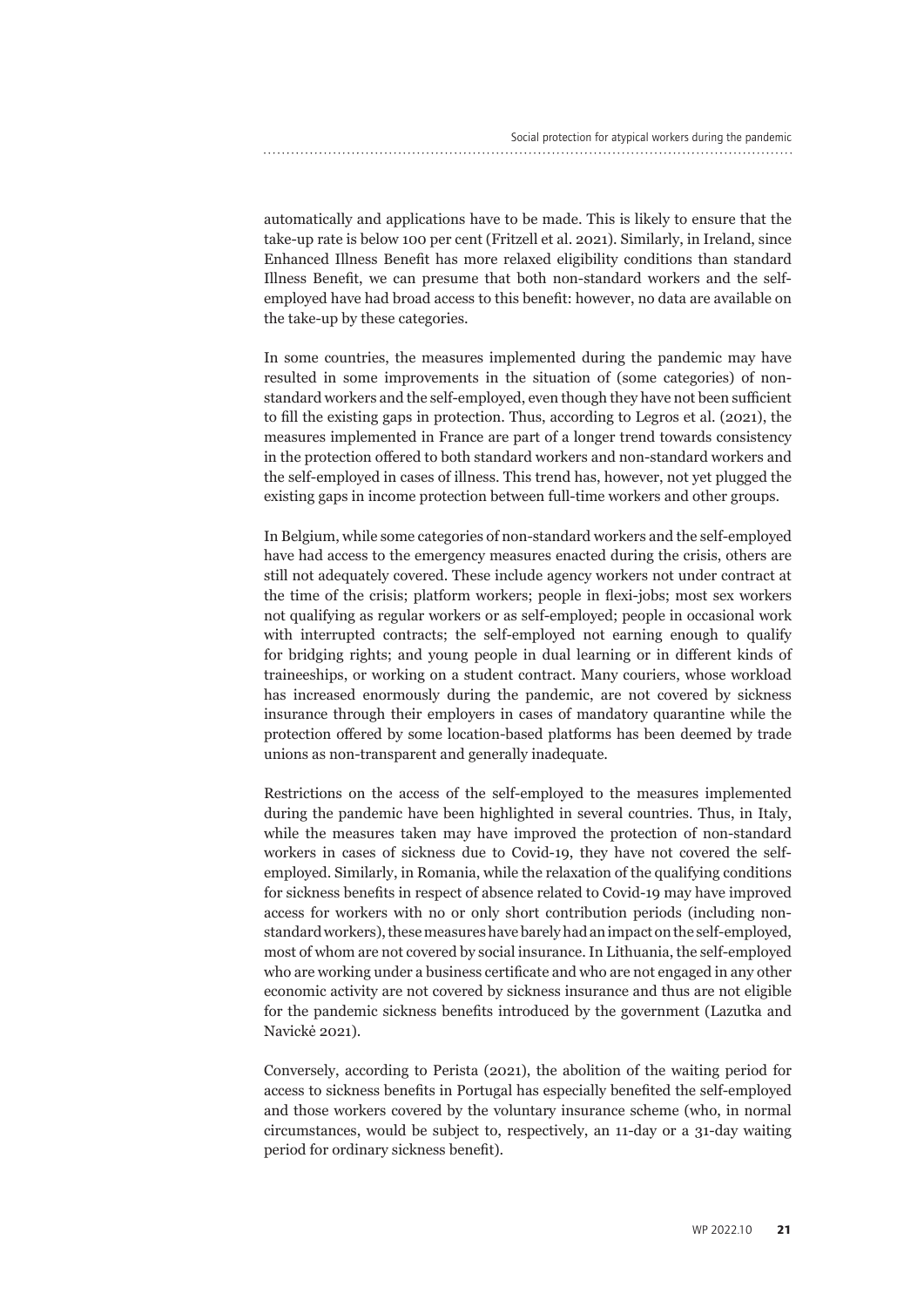automatically and applications have to be made. This is likely to ensure that the take-up rate is below 100 per cent (Fritzell et al. 2021). Similarly, in Ireland, since Enhanced Illness Benefit has more relaxed eligibility conditions than standard Illness Benefit, we can presume that both non-standard workers and the self-employed have had broad access to this benefit: however, no data are available on the take-up by these categories.

In some countries, the measures implemented during the pandemic may have resulted in some improvements in the situation of (some categories) of non-standard workers and the self-employed, even though they have not been sufficient to fill the existing gaps in protection. Thus, according to Legros et al. (2021), the measures implemented in France are part of a longer trend towards consistency in the protection offered to both standard workers and non-standard workers and the self-employed in cases of illness. This trend has, however, not yet plugged the existing gaps in income protection between full-time workers and other groups.

In Belgium, while some categories of non-standard workers and the self-employed have had access to the emergency measures enacted during the crisis, others are still not adequately covered. These include agency workers not under contract at the time of the crisis; platform workers; people in flexi-jobs; most sex workers not qualifying as regular workers or as self-employed; people in occasional work with interrupted contracts; the self-employed not earning enough to qualify for bridging rights; and young people in dual learning or in different kinds of traineeships, or working on a student contract. Many couriers, whose workload has increased enormously during the pandemic, are not covered by sickness insurance through their employers in cases of mandatory quarantine while the protection offered by some location-based platforms has been deemed by trade unions as non-transparent and generally inadequate.

Restrictions on the access of the self-employed to the measures implemented during the pandemic have been highlighted in several countries. Thus, in Italy, while the measures taken may have improved the protection of non-standard workers in cases of sickness due to Covid-19, they have not covered the self-employed. Similarly, in Romania, while the relaxation of the qualifying conditions for sickness benefits in respect of absence related to Covid-19 may have improved access for workers with no or only short contribution periods (including non-standard workers), these measures have barely had an impact on the self-employed, most of whom are not covered by social insurance. In Lithuania, the self-employed who are working under a business certificate and who are not engaged in any other economic activity are not covered by sickness insurance and thus are not eligible for the pandemic sickness benefits introduced by the government (Lazutka and Navickė 2021).

Conversely, according to Perista (2021), the abolition of the waiting period for access to sickness benefits in Portugal has especially benefited the self-employed and those workers covered by the voluntary insurance scheme (who, in normal circumstances, would be subject to, respectively, an 11-day or a 31-day waiting period for ordinary sickness benefit).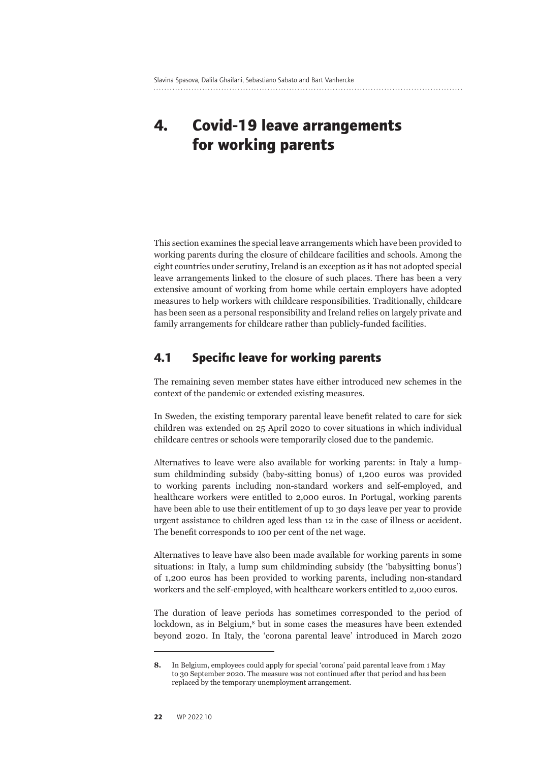# 4. Covid-19 leave arrangements for working parents

This section examines the special leave arrangements which have been provided to working parents during the closure of childcare facilities and schools. Among the eight countries under scrutiny, Ireland is an exception as it has not adopted special leave arrangements linked to the closure of such places. There has been a very extensive amount of working from home while certain employers have adopted measures to help workers with childcare responsibilities. Traditionally, childcare has been seen as a personal responsibility and Ireland relies on largely private and family arrangements for childcare rather than publicly-funded facilities.

## 4.1 Specific leave for working parents

The remaining seven member states have either introduced new schemes in the context of the pandemic or extended existing measures.

In Sweden, the existing temporary parental leave benefit related to care for sick children was extended on 25 April 2020 to cover situations in which individual childcare centres or schools were temporarily closed due to the pandemic.

Alternatives to leave were also available for working parents: in Italy a lump-sum childminding subsidy (baby-sitting bonus) of 1,200 euros was provided to working parents including non-standard workers and self-employed, and healthcare workers were entitled to 2,000 euros. In Portugal, working parents have been able to use their entitlement of up to 30 days leave per year to provide urgent assistance to children aged less than 12 in the case of illness or accident. The benefit corresponds to 100 per cent of the net wage.

Alternatives to leave have also been made available for working parents in some situations: in Italy, a lump sum childminding subsidy (the 'babysitting bonus') of 1,200 euros has been provided to working parents, including non-standard workers and the self-employed, with healthcare workers entitled to 2,000 euros.

The duration of leave periods has sometimes corresponded to the period of lockdown, as in Belgium,[8] but in some cases the measures have been extended beyond 2020. In Italy, the 'corona parental leave' introduced in March 2020

---

**8.** In Belgium, employees could apply for special 'corona' paid parental leave from 1 May to 30 September 2020. The measure was not continued after that period and has been replaced by the temporary unemployment arrangement.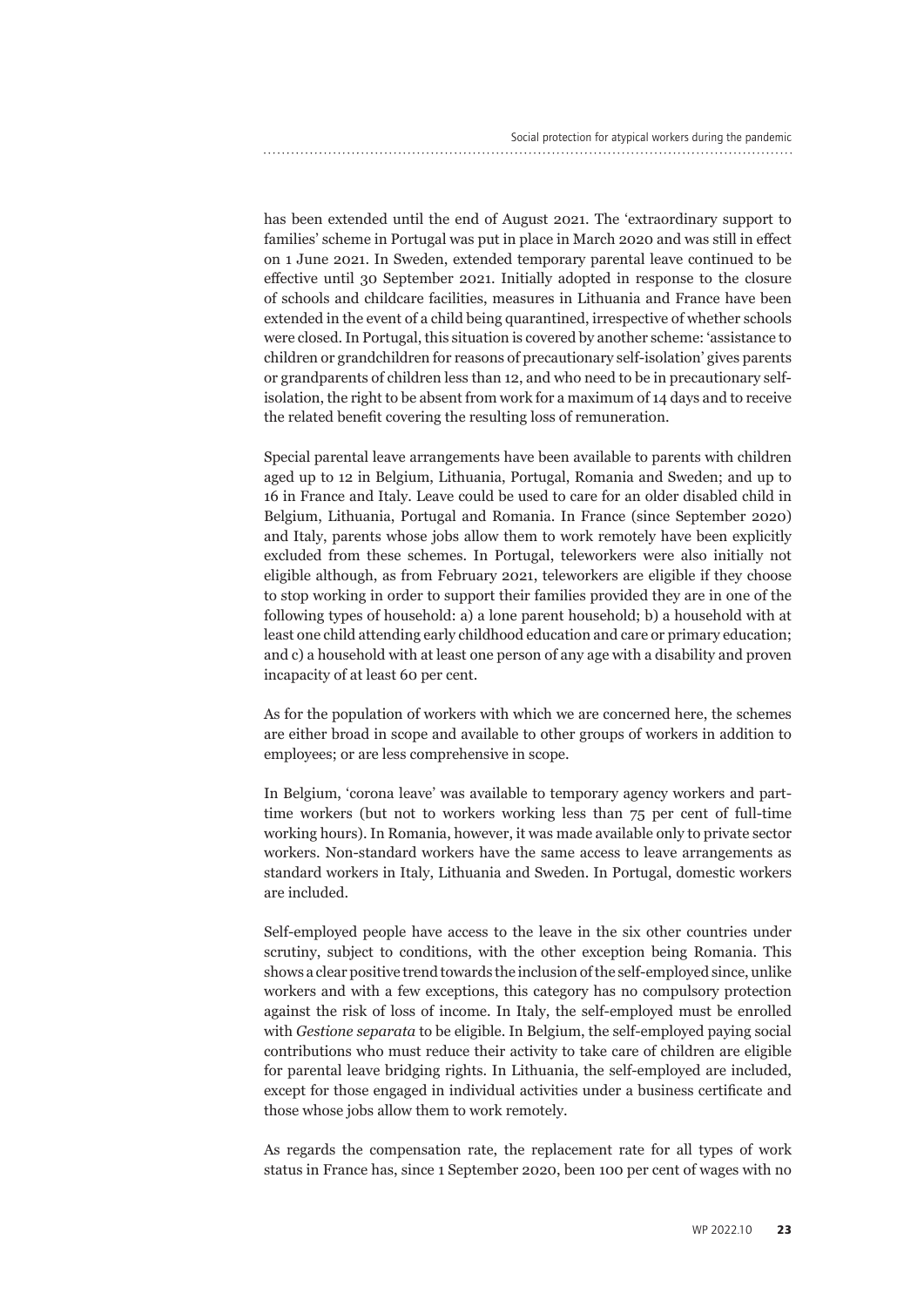has been extended until the end of August 2021. The 'extraordinary support to families' scheme in Portugal was put in place in March 2020 and was still in effect on 1 June 2021. In Sweden, extended temporary parental leave continued to be effective until 30 September 2021. Initially adopted in response to the closure of schools and childcare facilities, measures in Lithuania and France have been extended in the event of a child being quarantined, irrespective of whether schools were closed. In Portugal, this situation is covered by another scheme: 'assistance to children or grandchildren for reasons of precautionary self-isolation' gives parents or grandparents of children less than 12, and who need to be in precautionary self-isolation, the right to be absent from work for a maximum of 14 days and to receive the related benefit covering the resulting loss of remuneration.

Special parental leave arrangements have been available to parents with children aged up to 12 in Belgium, Lithuania, Portugal, Romania and Sweden; and up to 16 in France and Italy. Leave could be used to care for an older disabled child in Belgium, Lithuania, Portugal and Romania. In France (since September 2020) and Italy, parents whose jobs allow them to work remotely have been explicitly excluded from these schemes. In Portugal, teleworkers were also initially not eligible although, as from February 2021, teleworkers are eligible if they choose to stop working in order to support their families provided they are in one of the following types of household: a) a lone parent household; b) a household with at least one child attending early childhood education and care or primary education; and c) a household with at least one person of any age with a disability and proven incapacity of at least 60 per cent.

As for the population of workers with which we are concerned here, the schemes are either broad in scope and available to other groups of workers in addition to employees; or are less comprehensive in scope.

In Belgium, 'corona leave' was available to temporary agency workers and part-time workers (but not to workers working less than 75 per cent of full-time working hours). In Romania, however, it was made available only to private sector workers. Non-standard workers have the same access to leave arrangements as standard workers in Italy, Lithuania and Sweden. In Portugal, domestic workers are included.

Self-employed people have access to the leave in the six other countries under scrutiny, subject to conditions, with the other exception being Romania. This shows a clear positive trend towards the inclusion of the self-employed since, unlike workers and with a few exceptions, this category has no compulsory protection against the risk of loss of income. In Italy, the self-employed must be enrolled with *Gestione separata* to be eligible. In Belgium, the self-employed paying social contributions who must reduce their activity to take care of children are eligible for parental leave bridging rights. In Lithuania, the self-employed are included, except for those engaged in individual activities under a business certificate and those whose jobs allow them to work remotely.

As regards the compensation rate, the replacement rate for all types of work status in France has, since 1 September 2020, been 100 per cent of wages with no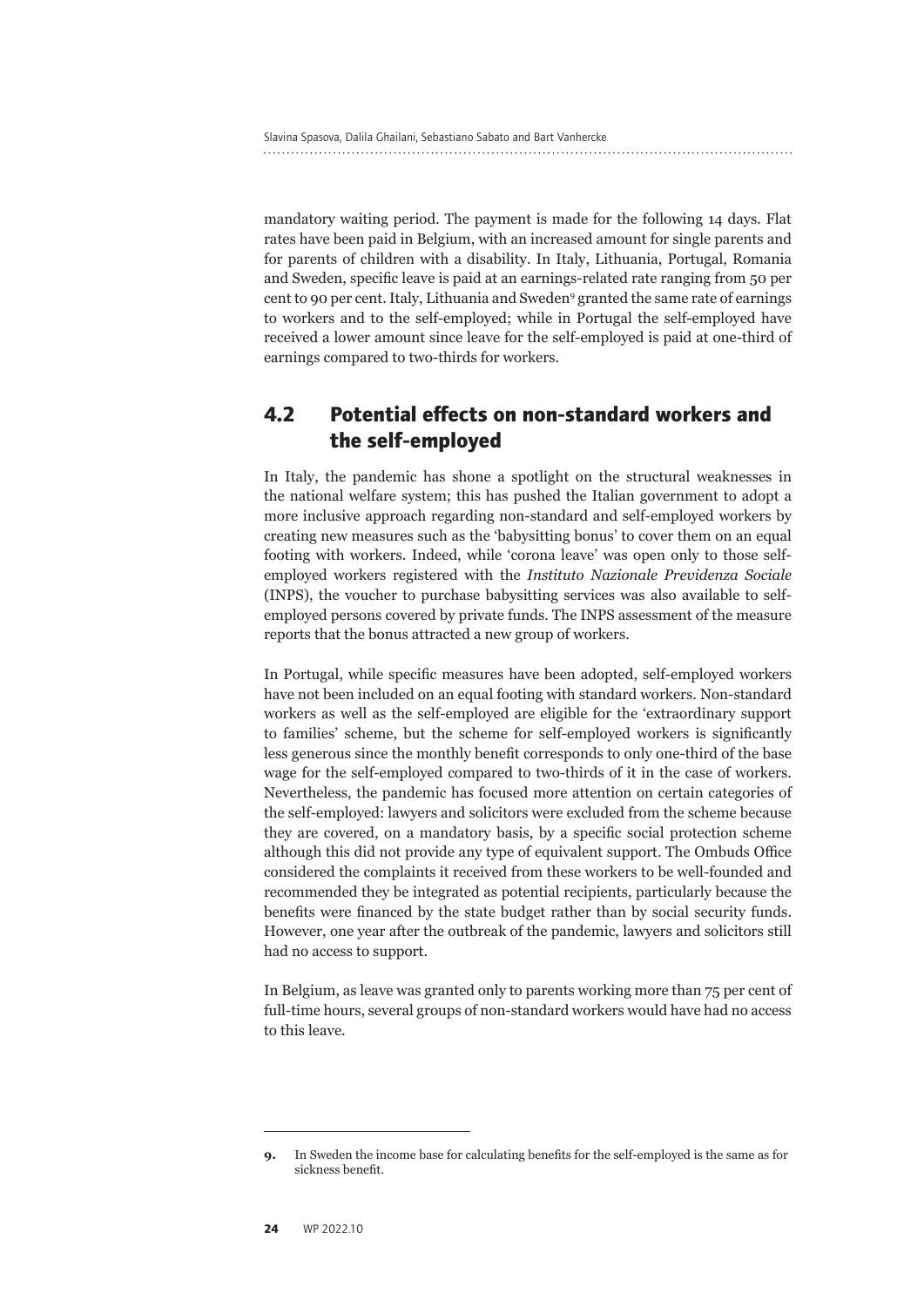mandatory waiting period. The payment is made for the following 14 days. Flat rates have been paid in Belgium, with an increased amount for single parents and for parents of children with a disability. In Italy, Lithuania, Portugal, Romania and Sweden, specific leave is paid at an earnings-related rate ranging from 50 per cent to 90 per cent. Italy, Lithuania and Sweden[9] granted the same rate of earnings to workers and to the self-employed; while in Portugal the self-employed have received a lower amount since leave for the self-employed is paid at one-third of earnings compared to two-thirds for workers.

## 4.2 Potential effects on non-standard workers and the self-employed

In Italy, the pandemic has shone a spotlight on the structural weaknesses in the national welfare system; this has pushed the Italian government to adopt a more inclusive approach regarding non-standard and self-employed workers by creating new measures such as the 'babysitting bonus' to cover them on an equal footing with workers. Indeed, while 'corona leave' was open only to those self-employed workers registered with the *Instituto Nazionale Previdenza Sociale* (INPS), the voucher to purchase babysitting services was also available to self-employed persons covered by private funds. The INPS assessment of the measure reports that the bonus attracted a new group of workers.

In Portugal, while specific measures have been adopted, self-employed workers have not been included on an equal footing with standard workers. Non-standard workers as well as the self-employed are eligible for the 'extraordinary support to families' scheme, but the scheme for self-employed workers is significantly less generous since the monthly benefit corresponds to only one-third of the base wage for the self-employed compared to two-thirds of it in the case of workers. Nevertheless, the pandemic has focused more attention on certain categories of the self-employed: lawyers and solicitors were excluded from the scheme because they are covered, on a mandatory basis, by a specific social protection scheme although this did not provide any type of equivalent support. The Ombuds Office considered the complaints it received from these workers to be well-founded and recommended they be integrated as potential recipients, particularly because the benefits were financed by the state budget rather than by social security funds. However, one year after the outbreak of the pandemic, lawyers and solicitors still had no access to support.

In Belgium, as leave was granted only to parents working more than 75 per cent of full-time hours, several groups of non-standard workers would have had no access to this leave.

---

**9.** In Sweden the income base for calculating benefits for the self-employed is the same as for sickness benefit.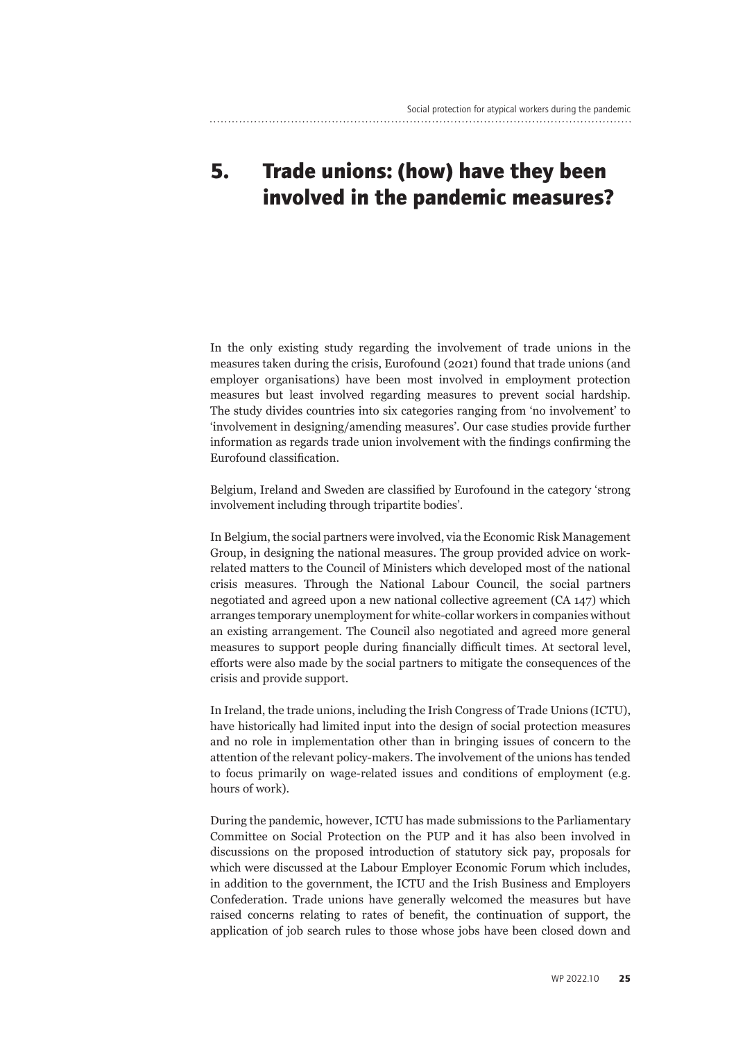# 5. Trade unions: (how) have they been involved in the pandemic measures?

In the only existing study regarding the involvement of trade unions in the measures taken during the crisis, Eurofound (2021) found that trade unions (and employer organisations) have been most involved in employment protection measures but least involved regarding measures to prevent social hardship. The study divides countries into six categories ranging from 'no involvement' to 'involvement in designing/amending measures'. Our case studies provide further information as regards trade union involvement with the findings confirming the Eurofound classification.

Belgium, Ireland and Sweden are classified by Eurofound in the category 'strong involvement including through tripartite bodies'.

In Belgium, the social partners were involved, via the Economic Risk Management Group, in designing the national measures. The group provided advice on work-related matters to the Council of Ministers which developed most of the national crisis measures. Through the National Labour Council, the social partners negotiated and agreed upon a new national collective agreement (CA 147) which arranges temporary unemployment for white-collar workers in companies without an existing arrangement. The Council also negotiated and agreed more general measures to support people during financially difficult times. At sectoral level, efforts were also made by the social partners to mitigate the consequences of the crisis and provide support.

In Ireland, the trade unions, including the Irish Congress of Trade Unions (ICTU), have historically had limited input into the design of social protection measures and no role in implementation other than in bringing issues of concern to the attention of the relevant policy-makers. The involvement of the unions has tended to focus primarily on wage-related issues and conditions of employment (e.g. hours of work).

During the pandemic, however, ICTU has made submissions to the Parliamentary Committee on Social Protection on the PUP and it has also been involved in discussions on the proposed introduction of statutory sick pay, proposals for which were discussed at the Labour Employer Economic Forum which includes, in addition to the government, the ICTU and the Irish Business and Employers Confederation. Trade unions have generally welcomed the measures but have raised concerns relating to rates of benefit, the continuation of support, the application of job search rules to those whose jobs have been closed down and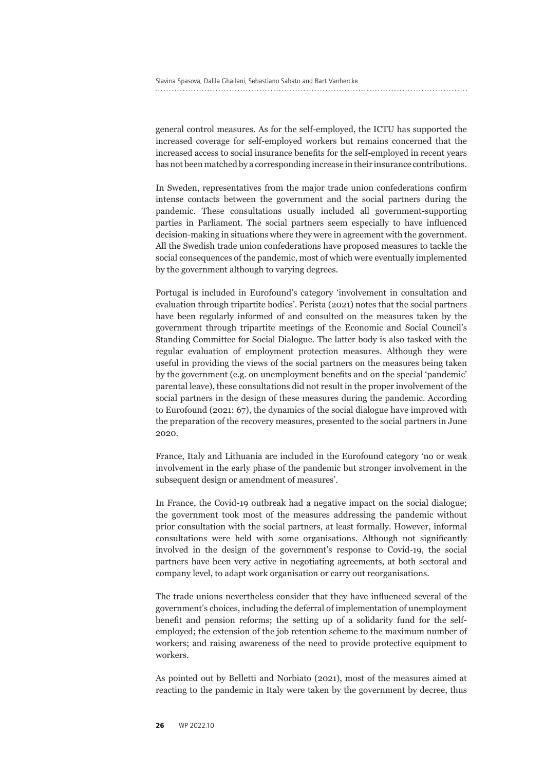general control measures. As for the self-employed, the ICTU has supported the increased coverage for self-employed workers but remains concerned that the increased access to social insurance benefits for the self-employed in recent years has not been matched by a corresponding increase in their insurance contributions.

In Sweden, representatives from the major trade union confederations confirm intense contacts between the government and the social partners during the pandemic. These consultations usually included all government-supporting parties in Parliament. The social partners seem especially to have influenced decision-making in situations where they were in agreement with the government. All the Swedish trade union confederations have proposed measures to tackle the social consequences of the pandemic, most of which were eventually implemented by the government although to varying degrees.

Portugal is included in Eurofound's category 'involvement in consultation and evaluation through tripartite bodies'. Perista (2021) notes that the social partners have been regularly informed of and consulted on the measures taken by the government through tripartite meetings of the Economic and Social Council's Standing Committee for Social Dialogue. The latter body is also tasked with the regular evaluation of employment protection measures. Although they were useful in providing the views of the social partners on the measures being taken by the government (e.g. on unemployment benefits and on the special 'pandemic' parental leave), these consultations did not result in the proper involvement of the social partners in the design of these measures during the pandemic. According to Eurofound (2021: 67), the dynamics of the social dialogue have improved with the preparation of the recovery measures, presented to the social partners in June 2020.

France, Italy and Lithuania are included in the Eurofound category 'no or weak involvement in the early phase of the pandemic but stronger involvement in the subsequent design or amendment of measures'.

In France, the Covid-19 outbreak had a negative impact on the social dialogue; the government took most of the measures addressing the pandemic without prior consultation with the social partners, at least formally. However, informal consultations were held with some organisations. Although not significantly involved in the design of the government's response to Covid-19, the social partners have been very active in negotiating agreements, at both sectoral and company level, to adapt work organisation or carry out reorganisations.

The trade unions nevertheless consider that they have influenced several of the government's choices, including the deferral of implementation of unemployment benefit and pension reforms; the setting up of a solidarity fund for the self-employed; the extension of the job retention scheme to the maximum number of workers; and raising awareness of the need to provide protective equipment to workers.

As pointed out by Belletti and Norbiato (2021), most of the measures aimed at reacting to the pandemic in Italy were taken by the government by decree, thus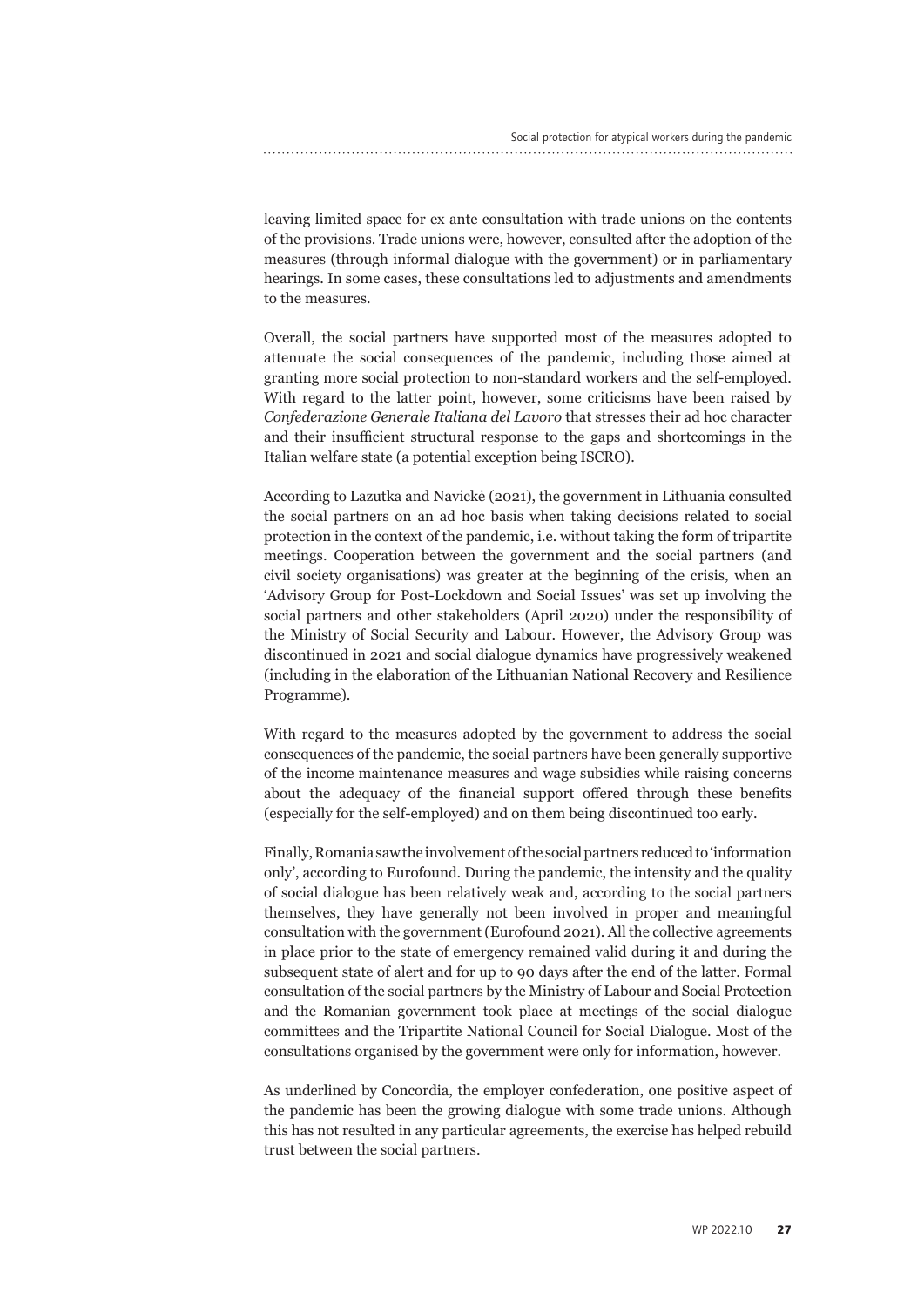leaving limited space for ex ante consultation with trade unions on the contents of the provisions. Trade unions were, however, consulted after the adoption of the measures (through informal dialogue with the government) or in parliamentary hearings. In some cases, these consultations led to adjustments and amendments to the measures.

Overall, the social partners have supported most of the measures adopted to attenuate the social consequences of the pandemic, including those aimed at granting more social protection to non-standard workers and the self-employed. With regard to the latter point, however, some criticisms have been raised by *Confederazione Generale Italiana del Lavoro* that stresses their ad hoc character and their insufficient structural response to the gaps and shortcomings in the Italian welfare state (a potential exception being ISCRO).

According to Lazutka and Navickė (2021), the government in Lithuania consulted the social partners on an ad hoc basis when taking decisions related to social protection in the context of the pandemic, i.e. without taking the form of tripartite meetings. Cooperation between the government and the social partners (and civil society organisations) was greater at the beginning of the crisis, when an 'Advisory Group for Post-Lockdown and Social Issues' was set up involving the social partners and other stakeholders (April 2020) under the responsibility of the Ministry of Social Security and Labour. However, the Advisory Group was discontinued in 2021 and social dialogue dynamics have progressively weakened (including in the elaboration of the Lithuanian National Recovery and Resilience Programme).

With regard to the measures adopted by the government to address the social consequences of the pandemic, the social partners have been generally supportive of the income maintenance measures and wage subsidies while raising concerns about the adequacy of the financial support offered through these benefits (especially for the self-employed) and on them being discontinued too early.

Finally, Romania saw the involvement of the social partners reduced to 'information only', according to Eurofound. During the pandemic, the intensity and the quality of social dialogue has been relatively weak and, according to the social partners themselves, they have generally not been involved in proper and meaningful consultation with the government (Eurofound 2021). All the collective agreements in place prior to the state of emergency remained valid during it and during the subsequent state of alert and for up to 90 days after the end of the latter. Formal consultation of the social partners by the Ministry of Labour and Social Protection and the Romanian government took place at meetings of the social dialogue committees and the Tripartite National Council for Social Dialogue. Most of the consultations organised by the government were only for information, however.

As underlined by Concordia, the employer confederation, one positive aspect of the pandemic has been the growing dialogue with some trade unions. Although this has not resulted in any particular agreements, the exercise has helped rebuild trust between the social partners.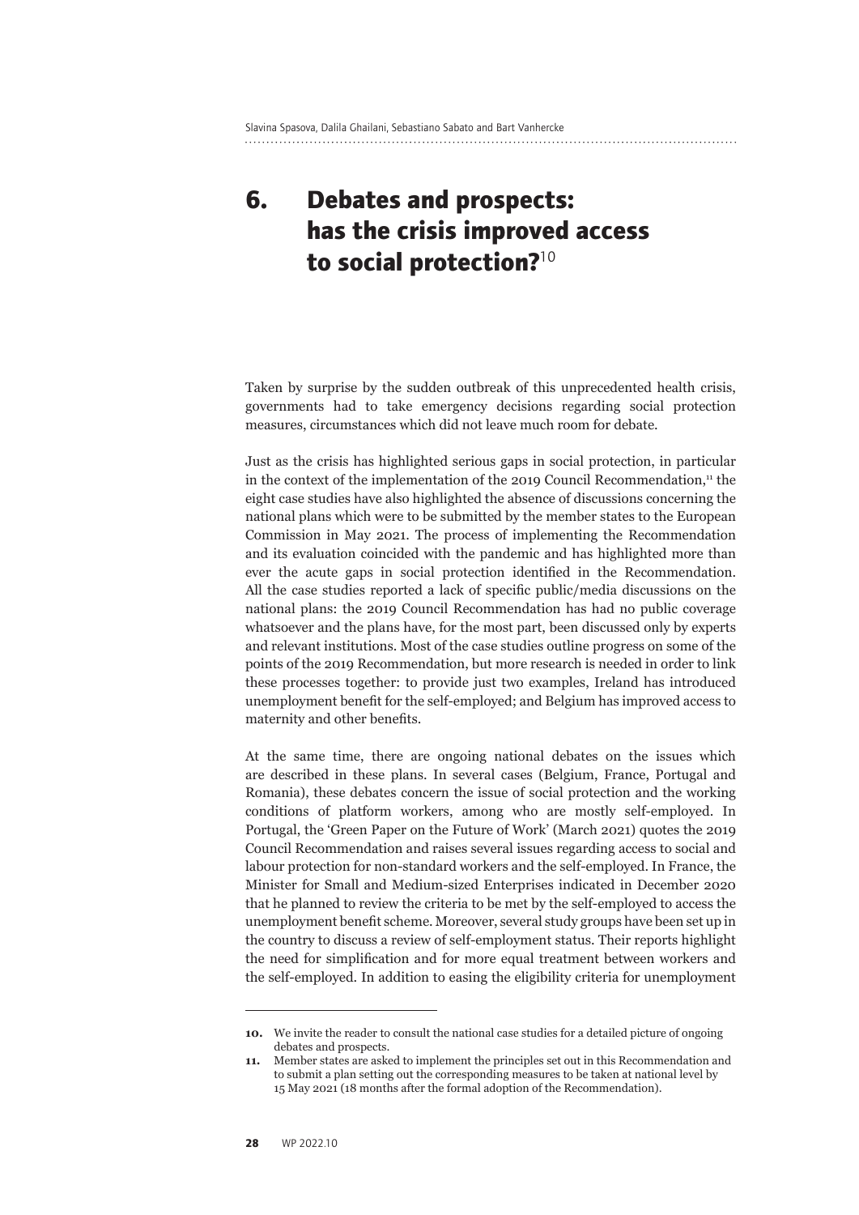# 6. Debates and prospects: has the crisis improved access to social protection?[10]

Taken by surprise by the sudden outbreak of this unprecedented health crisis, governments had to take emergency decisions regarding social protection measures, circumstances which did not leave much room for debate.

Just as the crisis has highlighted serious gaps in social protection, in particular in the context of the implementation of the 2019 Council Recommendation,[11] the eight case studies have also highlighted the absence of discussions concerning the national plans which were to be submitted by the member states to the European Commission in May 2021. The process of implementing the Recommendation and its evaluation coincided with the pandemic and has highlighted more than ever the acute gaps in social protection identified in the Recommendation. All the case studies reported a lack of specific public/media discussions on the national plans: the 2019 Council Recommendation has had no public coverage whatsoever and the plans have, for the most part, been discussed only by experts and relevant institutions. Most of the case studies outline progress on some of the points of the 2019 Recommendation, but more research is needed in order to link these processes together: to provide just two examples, Ireland has introduced unemployment benefit for the self-employed; and Belgium has improved access to maternity and other benefits.

At the same time, there are ongoing national debates on the issues which are described in these plans. In several cases (Belgium, France, Portugal and Romania), these debates concern the issue of social protection and the working conditions of platform workers, among who are mostly self-employed. In Portugal, the 'Green Paper on the Future of Work' (March 2021) quotes the 2019 Council Recommendation and raises several issues regarding access to social and labour protection for non-standard workers and the self-employed. In France, the Minister for Small and Medium-sized Enterprises indicated in December 2020 that he planned to review the criteria to be met by the self-employed to access the unemployment benefit scheme. Moreover, several study groups have been set up in the country to discuss a review of self-employment status. Their reports highlight the need for simplification and for more equal treatment between workers and the self-employed. In addition to easing the eligibility criteria for unemployment

---

**10.** We invite the reader to consult the national case studies for a detailed picture of ongoing debates and prospects.

**11.** Member states are asked to implement the principles set out in this Recommendation and to submit a plan setting out the corresponding measures to be taken at national level by 15 May 2021 (18 months after the formal adoption of the Recommendation).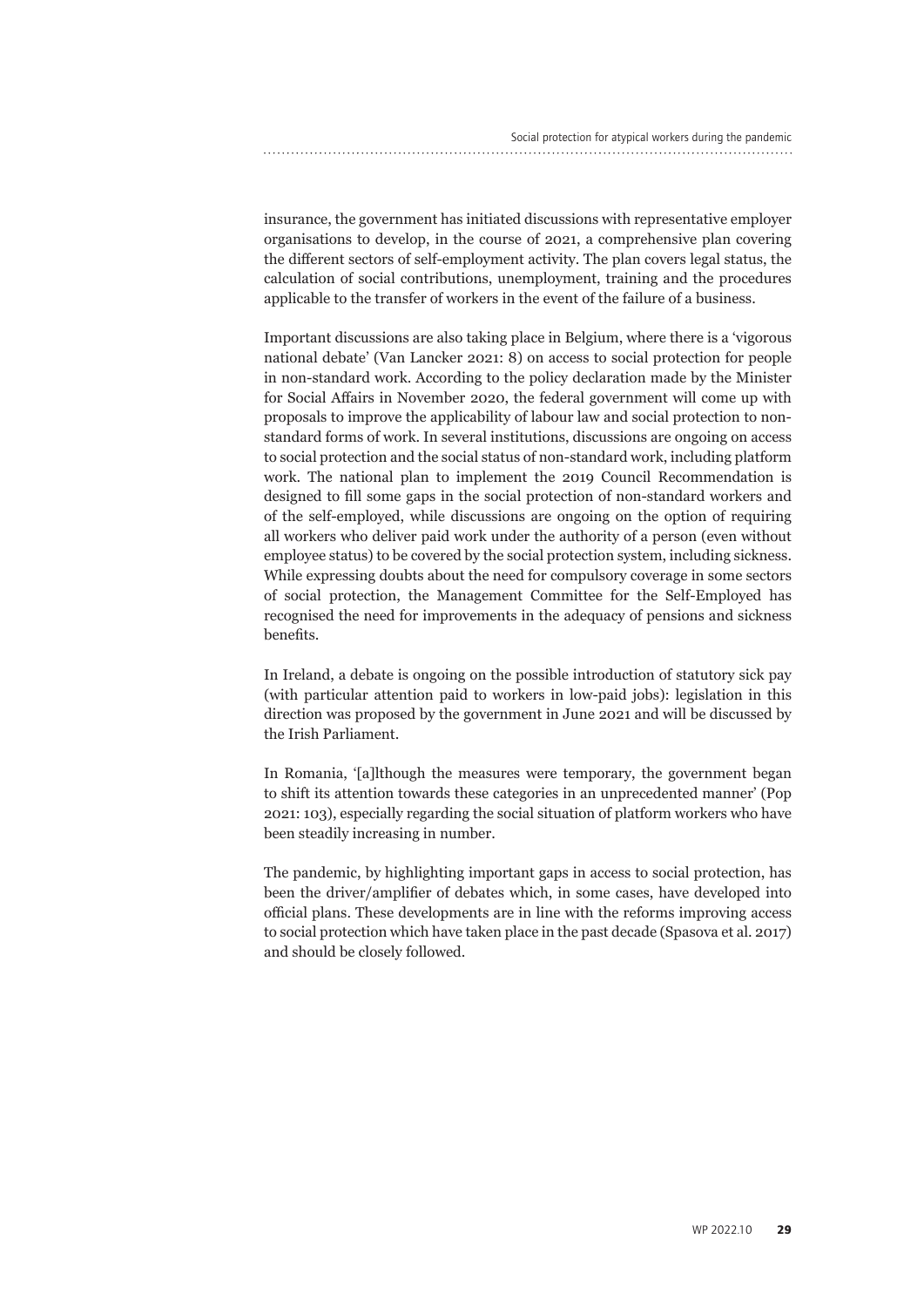insurance, the government has initiated discussions with representative employer organisations to develop, in the course of 2021, a comprehensive plan covering the different sectors of self-employment activity. The plan covers legal status, the calculation of social contributions, unemployment, training and the procedures applicable to the transfer of workers in the event of the failure of a business.

Important discussions are also taking place in Belgium, where there is a 'vigorous national debate' (Van Lancker 2021: 8) on access to social protection for people in non-standard work. According to the policy declaration made by the Minister for Social Affairs in November 2020, the federal government will come up with proposals to improve the applicability of labour law and social protection to non-standard forms of work. In several institutions, discussions are ongoing on access to social protection and the social status of non-standard work, including platform work. The national plan to implement the 2019 Council Recommendation is designed to fill some gaps in the social protection of non-standard workers and of the self-employed, while discussions are ongoing on the option of requiring all workers who deliver paid work under the authority of a person (even without employee status) to be covered by the social protection system, including sickness. While expressing doubts about the need for compulsory coverage in some sectors of social protection, the Management Committee for the Self-Employed has recognised the need for improvements in the adequacy of pensions and sickness benefits.

In Ireland, a debate is ongoing on the possible introduction of statutory sick pay (with particular attention paid to workers in low-paid jobs): legislation in this direction was proposed by the government in June 2021 and will be discussed by the Irish Parliament.

In Romania, '[a]lthough the measures were temporary, the government began to shift its attention towards these categories in an unprecedented manner' (Pop 2021: 103), especially regarding the social situation of platform workers who have been steadily increasing in number.

The pandemic, by highlighting important gaps in access to social protection, has been the driver/amplifier of debates which, in some cases, have developed into official plans. These developments are in line with the reforms improving access to social protection which have taken place in the past decade (Spasova et al. 2017) and should be closely followed.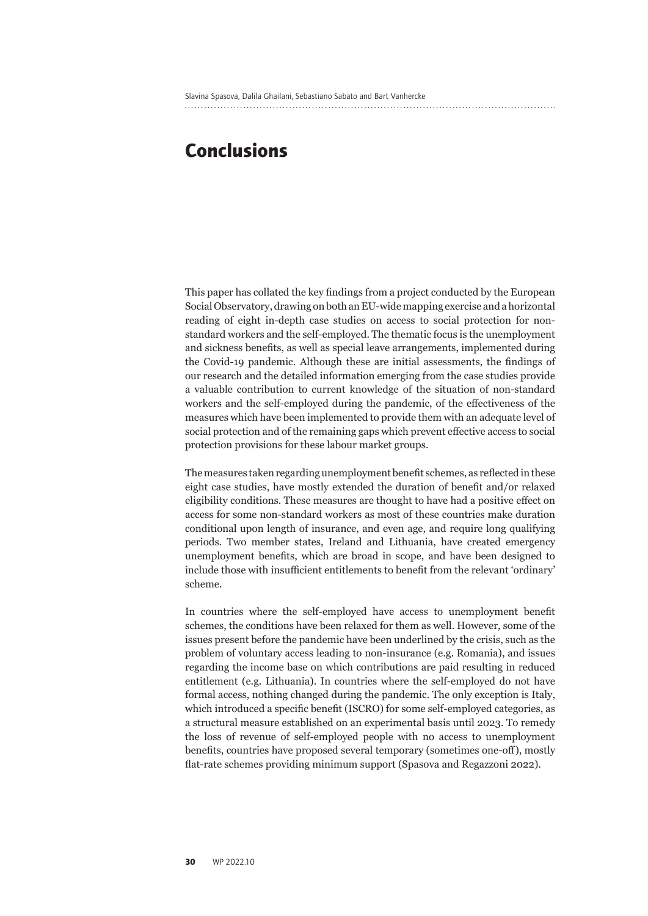# Conclusions

This paper has collated the key findings from a project conducted by the European Social Observatory, drawing on both an EU-wide mapping exercise and a horizontal reading of eight in-depth case studies on access to social protection for non-standard workers and the self-employed. The thematic focus is the unemployment and sickness benefits, as well as special leave arrangements, implemented during the Covid-19 pandemic. Although these are initial assessments, the findings of our research and the detailed information emerging from the case studies provide a valuable contribution to current knowledge of the situation of non-standard workers and the self-employed during the pandemic, of the effectiveness of the measures which have been implemented to provide them with an adequate level of social protection and of the remaining gaps which prevent effective access to social protection provisions for these labour market groups.

The measures taken regarding unemployment benefit schemes, as reflected in these eight case studies, have mostly extended the duration of benefit and/or relaxed eligibility conditions. These measures are thought to have had a positive effect on access for some non-standard workers as most of these countries make duration conditional upon length of insurance, and even age, and require long qualifying periods. Two member states, Ireland and Lithuania, have created emergency unemployment benefits, which are broad in scope, and have been designed to include those with insufficient entitlements to benefit from the relevant 'ordinary' scheme.

In countries where the self-employed have access to unemployment benefit schemes, the conditions have been relaxed for them as well. However, some of the issues present before the pandemic have been underlined by the crisis, such as the problem of voluntary access leading to non-insurance (e.g. Romania), and issues regarding the income base on which contributions are paid resulting in reduced entitlement (e.g. Lithuania). In countries where the self-employed do not have formal access, nothing changed during the pandemic. The only exception is Italy, which introduced a specific benefit (ISCRO) for some self-employed categories, as a structural measure established on an experimental basis until 2023. To remedy the loss of revenue of self-employed people with no access to unemployment benefits, countries have proposed several temporary (sometimes one-off), mostly flat-rate schemes providing minimum support (Spasova and Regazzoni 2022).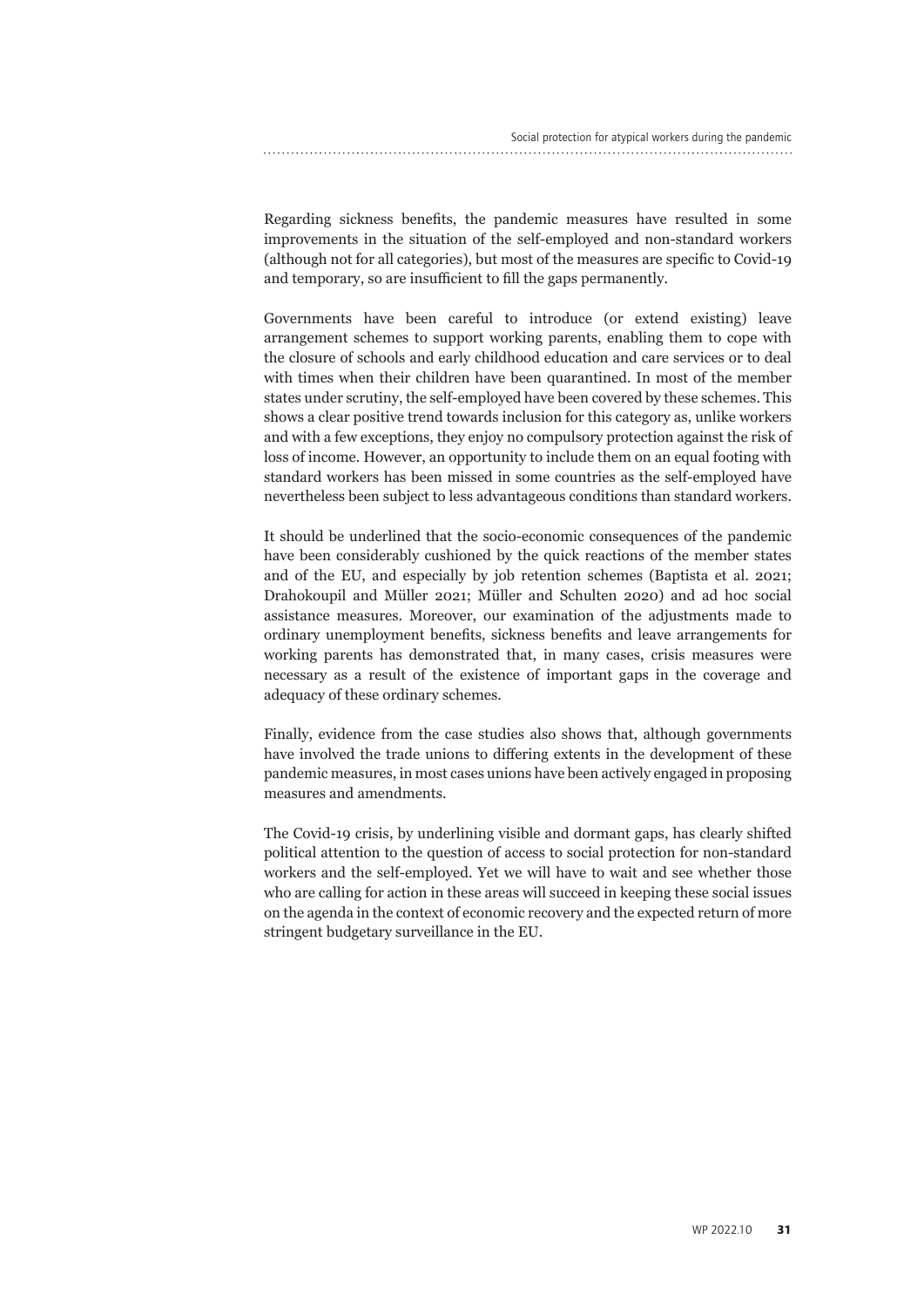Regarding sickness benefits, the pandemic measures have resulted in some improvements in the situation of the self-employed and non-standard workers (although not for all categories), but most of the measures are specific to Covid-19 and temporary, so are insufficient to fill the gaps permanently.

Governments have been careful to introduce (or extend existing) leave arrangement schemes to support working parents, enabling them to cope with the closure of schools and early childhood education and care services or to deal with times when their children have been quarantined. In most of the member states under scrutiny, the self-employed have been covered by these schemes. This shows a clear positive trend towards inclusion for this category as, unlike workers and with a few exceptions, they enjoy no compulsory protection against the risk of loss of income. However, an opportunity to include them on an equal footing with standard workers has been missed in some countries as the self-employed have nevertheless been subject to less advantageous conditions than standard workers.

It should be underlined that the socio-economic consequences of the pandemic have been considerably cushioned by the quick reactions of the member states and of the EU, and especially by job retention schemes (Baptista et al. 2021; Drahokoupil and Müller 2021; Müller and Schulten 2020) and ad hoc social assistance measures. Moreover, our examination of the adjustments made to ordinary unemployment benefits, sickness benefits and leave arrangements for working parents has demonstrated that, in many cases, crisis measures were necessary as a result of the existence of important gaps in the coverage and adequacy of these ordinary schemes.

Finally, evidence from the case studies also shows that, although governments have involved the trade unions to differing extents in the development of these pandemic measures, in most cases unions have been actively engaged in proposing measures and amendments.

The Covid-19 crisis, by underlining visible and dormant gaps, has clearly shifted political attention to the question of access to social protection for non-standard workers and the self-employed. Yet we will have to wait and see whether those who are calling for action in these areas will succeed in keeping these social issues on the agenda in the context of economic recovery and the expected return of more stringent budgetary surveillance in the EU.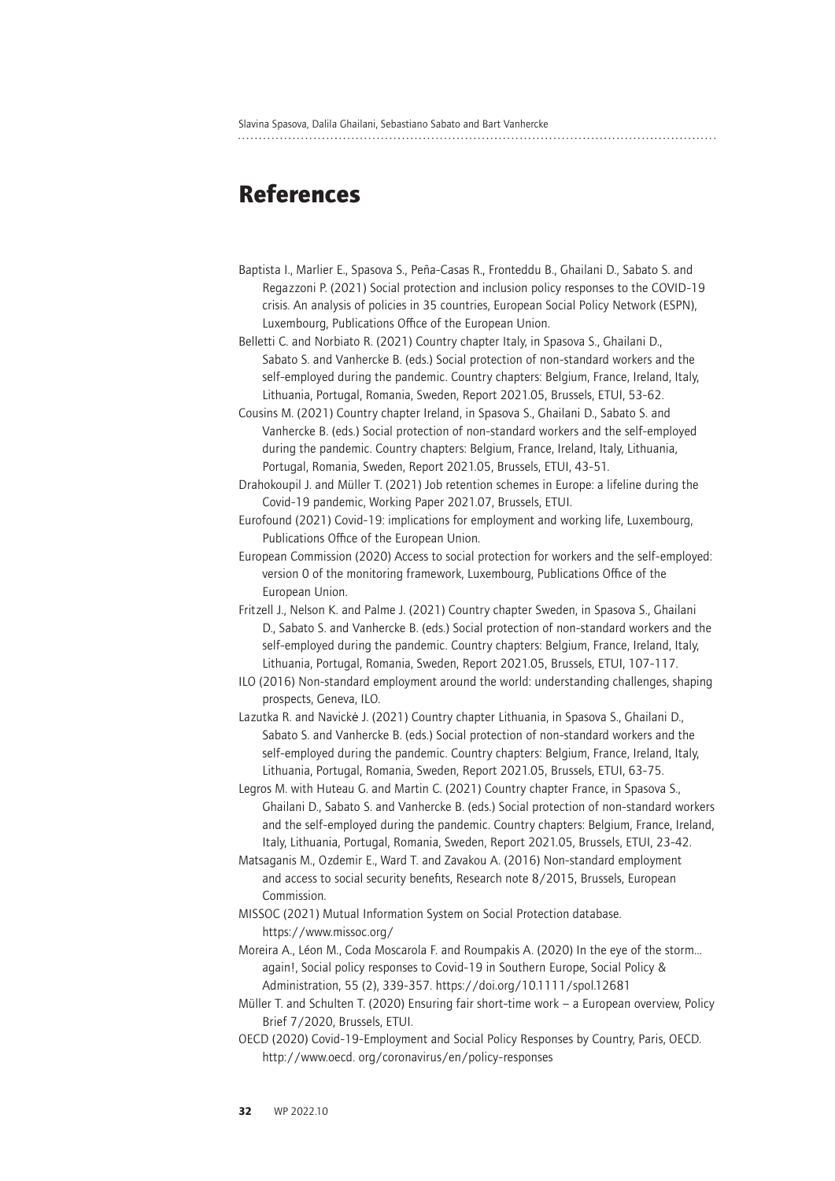# References

Baptista I., Marlier E., Spasova S., Peña-Casas R., Fronteddu B., Ghailani D., Sabato S. and Regazzoni P. (2021) Social protection and inclusion policy responses to the COVID-19 crisis. An analysis of policies in 35 countries, European Social Policy Network (ESPN), Luxembourg, Publications Office of the European Union.

Belletti C. and Norbiato R. (2021) Country chapter Italy, in Spasova S., Ghailani D., Sabato S. and Vanhercke B. (eds.) Social protection of non-standard workers and the self-employed during the pandemic. Country chapters: Belgium, France, Ireland, Italy, Lithuania, Portugal, Romania, Sweden, Report 2021.05, Brussels, ETUI, 53-62.

Cousins M. (2021) Country chapter Ireland, in Spasova S., Ghailani D., Sabato S. and Vanhercke B. (eds.) Social protection of non-standard workers and the self-employed during the pandemic. Country chapters: Belgium, France, Ireland, Italy, Lithuania, Portugal, Romania, Sweden, Report 2021.05, Brussels, ETUI, 43-51.

Drahokoupil J. and Müller T. (2021) Job retention schemes in Europe: a lifeline during the Covid-19 pandemic, Working Paper 2021.07, Brussels, ETUI.

Eurofound (2021) Covid-19: implications for employment and working life, Luxembourg, Publications Office of the European Union.

European Commission (2020) Access to social protection for workers and the self-employed: version 0 of the monitoring framework, Luxembourg, Publications Office of the European Union.

Fritzell J., Nelson K. and Palme J. (2021) Country chapter Sweden, in Spasova S., Ghailani D., Sabato S. and Vanhercke B. (eds.) Social protection of non-standard workers and the self-employed during the pandemic. Country chapters: Belgium, France, Ireland, Italy, Lithuania, Portugal, Romania, Sweden, Report 2021.05, Brussels, ETUI, 107-117.

ILO (2016) Non-standard employment around the world: understanding challenges, shaping prospects, Geneva, ILO.

Lazutka R. and Navickė J. (2021) Country chapter Lithuania, in Spasova S., Ghailani D., Sabato S. and Vanhercke B. (eds.) Social protection of non-standard workers and the self-employed during the pandemic. Country chapters: Belgium, France, Ireland, Italy, Lithuania, Portugal, Romania, Sweden, Report 2021.05, Brussels, ETUI, 63-75.

Legros M. with Huteau G. and Martin C. (2021) Country chapter France, in Spasova S., Ghailani D., Sabato S. and Vanhercke B. (eds.) Social protection of non-standard workers and the self-employed during the pandemic. Country chapters: Belgium, France, Ireland, Italy, Lithuania, Portugal, Romania, Sweden, Report 2021.05, Brussels, ETUI, 23-42.

Matsaganis M., Ozdemir E., Ward T. and Zavakou A. (2016) Non-standard employment and access to social security benefits, Research note 8/2015, Brussels, European Commission.

MISSOC (2021) Mutual Information System on Social Protection database. https://www.missoc.org/

Moreira A., Léon M., Coda Moscarola F. and Roumpakis A. (2020) In the eye of the storm… again!, Social policy responses to Covid-19 in Southern Europe, Social Policy & Administration, 55 (2), 339-357. https://doi.org/10.1111/spol.12681

Müller T. and Schulten T. (2020) Ensuring fair short-time work – a European overview, Policy Brief 7/2020, Brussels, ETUI.

OECD (2020) Covid-19-Employment and Social Policy Responses by Country, Paris, OECD. http://www.oecd. org/coronavirus/en/policy-responses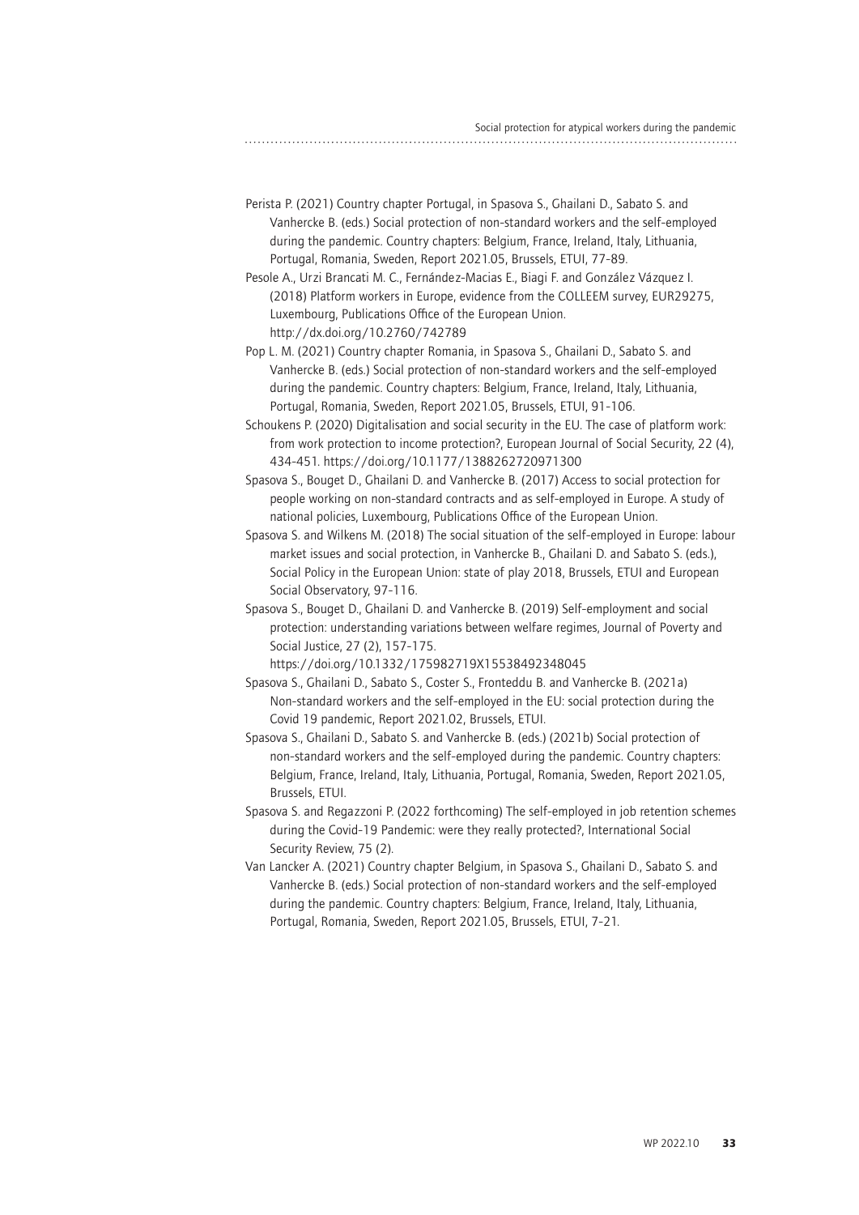Perista P. (2021) Country chapter Portugal, in Spasova S., Ghailani D., Sabato S. and Vanhercke B. (eds.) Social protection of non-standard workers and the self-employed during the pandemic. Country chapters: Belgium, France, Ireland, Italy, Lithuania, Portugal, Romania, Sweden, Report 2021.05, Brussels, ETUI, 77-89.

Pesole A., Urzi Brancati M. C., Fernández-Macias E., Biagi F. and González Vázquez I. (2018) Platform workers in Europe, evidence from the COLLEEM survey, EUR29275, Luxembourg, Publications Office of the European Union. http://dx.doi.org/10.2760/742789

Pop L. M. (2021) Country chapter Romania, in Spasova S., Ghailani D., Sabato S. and Vanhercke B. (eds.) Social protection of non-standard workers and the self-employed during the pandemic. Country chapters: Belgium, France, Ireland, Italy, Lithuania, Portugal, Romania, Sweden, Report 2021.05, Brussels, ETUI, 91-106.

Schoukens P. (2020) Digitalisation and social security in the EU. The case of platform work: from work protection to income protection?, European Journal of Social Security, 22 (4), 434-451. https://doi.org/10.1177/1388262720971300

Spasova S., Bouget D., Ghailani D. and Vanhercke B. (2017) Access to social protection for people working on non-standard contracts and as self-employed in Europe. A study of national policies, Luxembourg, Publications Office of the European Union.

Spasova S. and Wilkens M. (2018) The social situation of the self-employed in Europe: labour market issues and social protection, in Vanhercke B., Ghailani D. and Sabato S. (eds.), Social Policy in the European Union: state of play 2018, Brussels, ETUI and European Social Observatory, 97-116.

Spasova S., Bouget D., Ghailani D. and Vanhercke B. (2019) Self-employment and social protection: understanding variations between welfare regimes, Journal of Poverty and Social Justice, 27 (2), 157-175. https://doi.org/10.1332/175982719X15538492348045

Spasova S., Ghailani D., Sabato S., Coster S., Fronteddu B. and Vanhercke B. (2021a) Non-standard workers and the self-employed in the EU: social protection during the Covid 19 pandemic, Report 2021.02, Brussels, ETUI.

Spasova S., Ghailani D., Sabato S. and Vanhercke B. (eds.) (2021b) Social protection of non-standard workers and the self-employed during the pandemic. Country chapters: Belgium, France, Ireland, Italy, Lithuania, Portugal, Romania, Sweden, Report 2021.05, Brussels, ETUI.

Spasova S. and Regazzoni P. (2022 forthcoming) The self-employed in job retention schemes during the Covid-19 Pandemic: were they really protected?, International Social Security Review, 75 (2).

Van Lancker A. (2021) Country chapter Belgium, in Spasova S., Ghailani D., Sabato S. and Vanhercke B. (eds.) Social protection of non-standard workers and the self-employed during the pandemic. Country chapters: Belgium, France, Ireland, Italy, Lithuania, Portugal, Romania, Sweden, Report 2021.05, Brussels, ETUI, 7-21.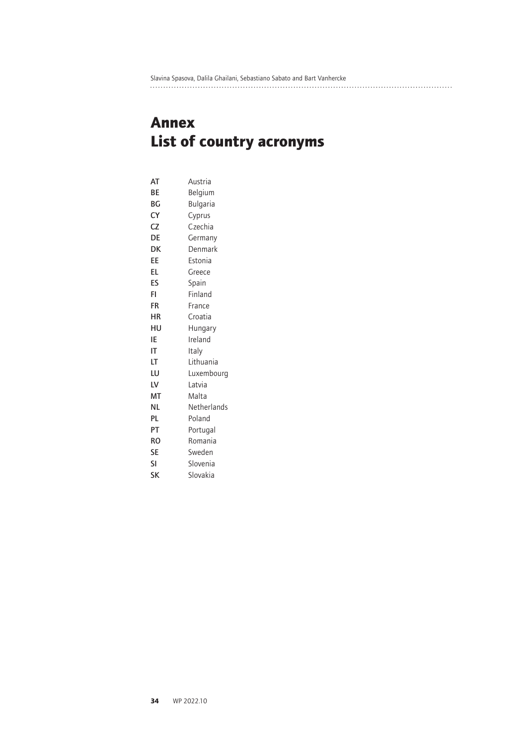# Annex
# List of country acronyms

| | |
|---|---|
| AT | Austria |
| BE | Belgium |
| BG | Bulgaria |
| CY | Cyprus |
| CZ | Czechia |
| DE | Germany |
| DK | Denmark |
| EE | Estonia |
| EL | Greece |
| ES | Spain |
| FI | Finland |
| FR | France |
| HR | Croatia |
| HU | Hungary |
| IE | Ireland |
| IT | Italy |
| LT | Lithuania |
| LU | Luxembourg |
| LV | Latvia |
| MT | Malta |
| NL | Netherlands |
| PL | Poland |
| PT | Portugal |
| RO | Romania |
| SE | Sweden |
| SI | Slovenia |
| SK | Slovakia |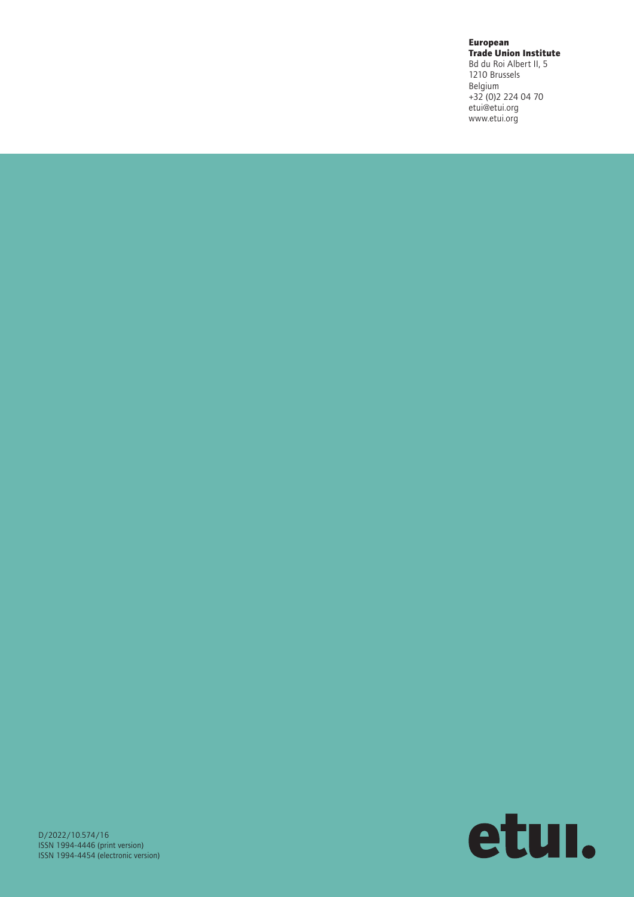**European**
**Trade Union Institute**
Bd du Roi Albert II, 5
1210 Brussels
Belgium
+32 (0)2 224 04 70
etui@etui.org
www.etui.org

D/2022/10.574/16
ISSN 1994-4446 (print version)
ISSN 1994-4454 (electronic version)

etui.